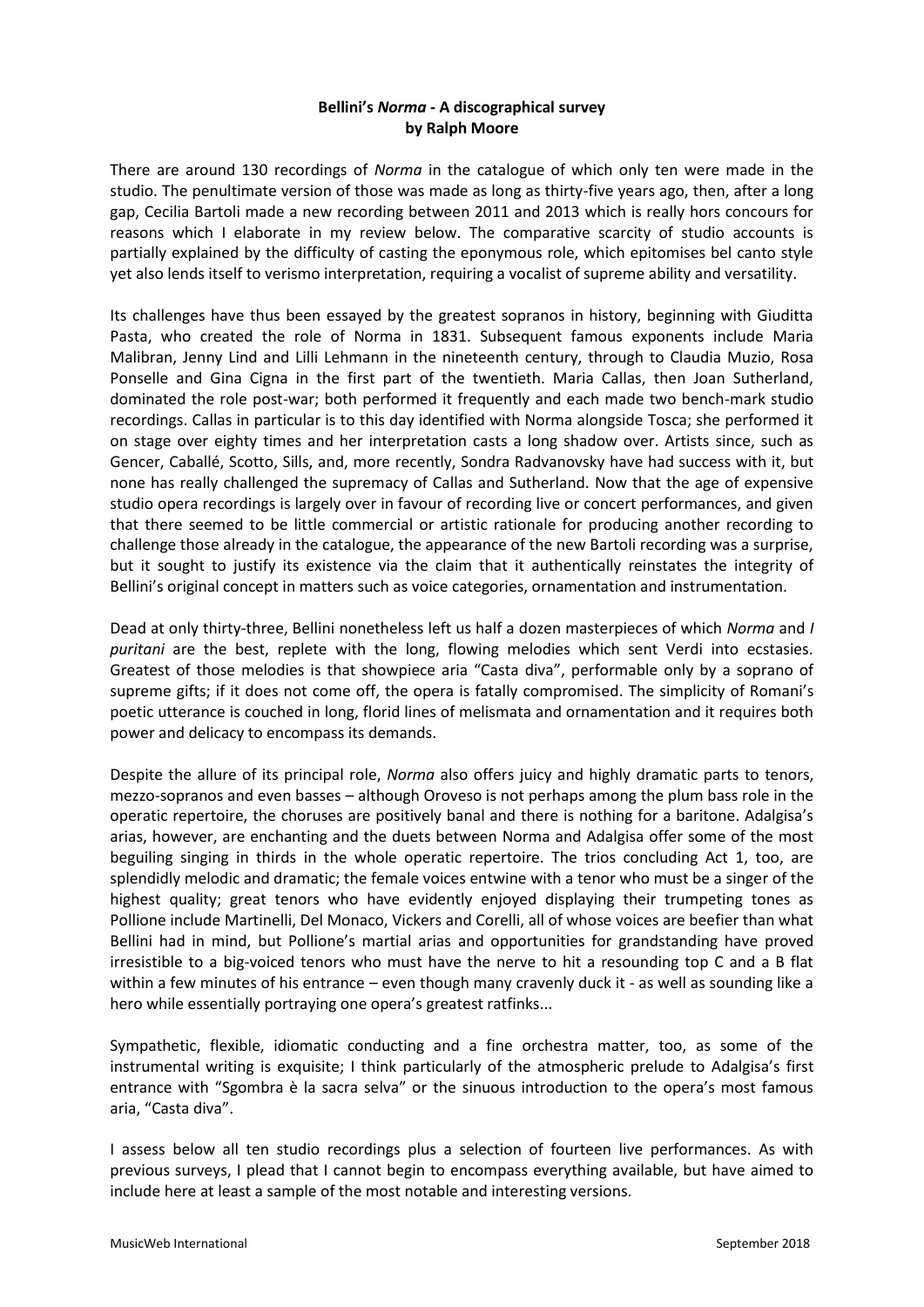# **Bellini's *Norma* - A discographical survey by Ralph Moore**

There are around 130 recordings of *Norma* in the catalogue of which only ten were made in the studio. The penultimate version of those was made as long as thirty-five years ago, then, after a long gap, Cecilia Bartoli made a new recording between 2011 and 2013 which is really hors concours for reasons which I elaborate in my review below. The comparative scarcity of studio accounts is partially explained by the difficulty of casting the eponymous role, which epitomises bel canto style yet also lends itself to verismo interpretation, requiring a vocalist of supreme ability and versatility.

Its challenges have thus been essayed by the greatest sopranos in history, beginning with Giuditta Pasta, who created the role of Norma in 1831. Subsequent famous exponents include Maria Malibran, Jenny Lind and Lilli Lehmann in the nineteenth century, through to Claudia Muzio, Rosa Ponselle and Gina Cigna in the first part of the twentieth. Maria Callas, then Joan Sutherland, dominated the role post-war; both performed it frequently and each made two bench-mark studio recordings. Callas in particular is to this day identified with Norma alongside Tosca; she performed it on stage over eighty times and her interpretation casts a long shadow over. Artists since, such as Gencer, Caballé, Scotto, Sills, and, more recently, Sondra Radvanovsky have had success with it, but none has really challenged the supremacy of Callas and Sutherland. Now that the age of expensive studio opera recordings is largely over in favour of recording live or concert performances, and given that there seemed to be little commercial or artistic rationale for producing another recording to challenge those already in the catalogue, the appearance of the new Bartoli recording was a surprise, but it sought to justify its existence via the claim that it authentically reinstates the integrity of Bellini's original concept in matters such as voice categories, ornamentation and instrumentation.

Dead at only thirty-three, Bellini nonetheless left us half a dozen masterpieces of which *Norma* and *I puritani* are the best, replete with the long, flowing melodies which sent Verdi into ecstasies. Greatest of those melodies is that showpiece aria "Casta diva", performable only by a soprano of supreme gifts; if it does not come off, the opera is fatally compromised. The simplicity of Romani's poetic utterance is couched in long, florid lines of melismata and ornamentation and it requires both power and delicacy to encompass its demands.

Despite the allure of its principal role, *Norma* also offers juicy and highly dramatic parts to tenors, mezzo-sopranos and even basses – although Oroveso is not perhaps among the plum bass role in the operatic repertoire, the choruses are positively banal and there is nothing for a baritone. Adalgisa's arias, however, are enchanting and the duets between Norma and Adalgisa offer some of the most beguiling singing in thirds in the whole operatic repertoire. The trios concluding Act 1, too, are splendidly melodic and dramatic; the female voices entwine with a tenor who must be a singer of the highest quality; great tenors who have evidently enjoyed displaying their trumpeting tones as Pollione include Martinelli, Del Monaco, Vickers and Corelli, all of whose voices are beefier than what Bellini had in mind, but Pollione's martial arias and opportunities for grandstanding have proved irresistible to a big-voiced tenors who must have the nerve to hit a resounding top C and a B flat within a few minutes of his entrance – even though many cravenly duck it - as well as sounding like a hero while essentially portraying one opera's greatest ratfinks...

Sympathetic, flexible, idiomatic conducting and a fine orchestra matter, too, as some of the instrumental writing is exquisite; I think particularly of the atmospheric prelude to Adalgisa's first entrance with "Sgombra è la sacra selva" or the sinuous introduction to the opera's most famous aria, "Casta diva".

I assess below all ten studio recordings plus a selection of fourteen live performances. As with previous surveys, I plead that I cannot begin to encompass everything available, but have aimed to include here at least a sample of the most notable and interesting versions.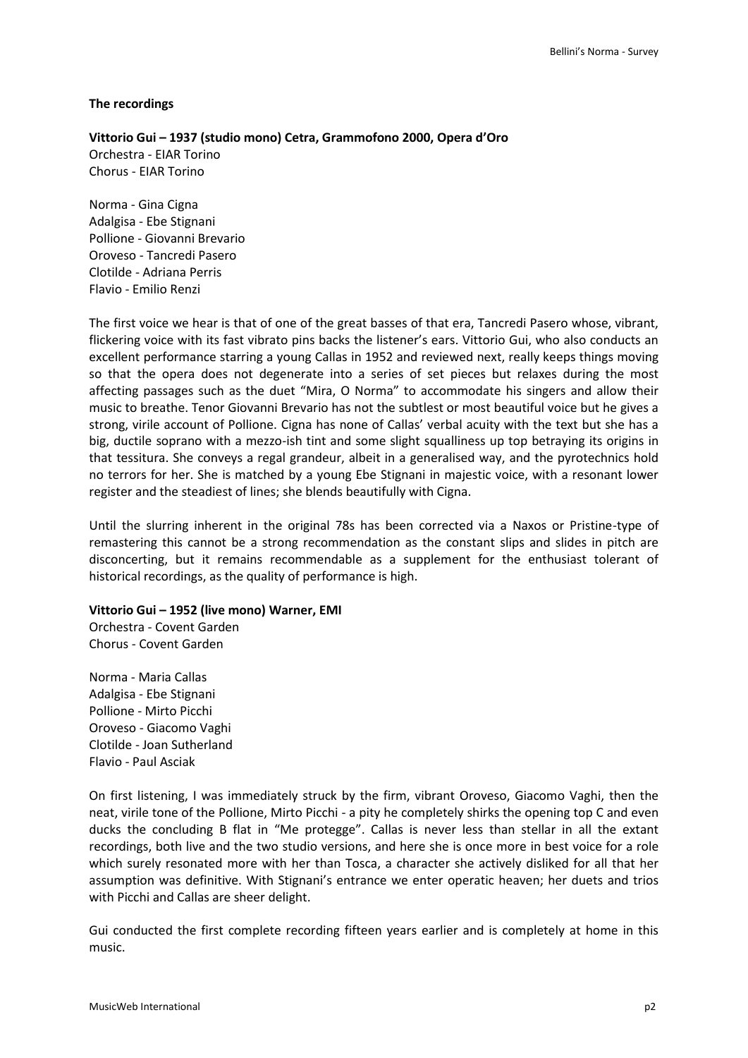**The recordings**

**Vittorio Gui – 1937 (studio mono) Cetra, Grammofono 2000, Opera d'Oro**
Orchestra - EIAR Torino
Chorus - EIAR Torino

Norma - Gina Cigna
Adalgisa - Ebe Stignani
Pollione - Giovanni Brevario
Oroveso - Tancredi Pasero
Clotilde - Adriana Perris
Flavio - Emilio Renzi

The first voice we hear is that of one of the great basses of that era, Tancredi Pasero whose, vibrant, flickering voice with its fast vibrato pins backs the listener's ears. Vittorio Gui, who also conducts an excellent performance starring a young Callas in 1952 and reviewed next, really keeps things moving so that the opera does not degenerate into a series of set pieces but relaxes during the most affecting passages such as the duet "Mira, O Norma" to accommodate his singers and allow their music to breathe. Tenor Giovanni Brevario has not the subtlest or most beautiful voice but he gives a strong, virile account of Pollione. Cigna has none of Callas' verbal acuity with the text but she has a big, ductile soprano with a mezzo-ish tint and some slight squalliness up top betraying its origins in that tessitura. She conveys a regal grandeur, albeit in a generalised way, and the pyrotechnics hold no terrors for her. She is matched by a young Ebe Stignani in majestic voice, with a resonant lower register and the steadiest of lines; she blends beautifully with Cigna.

Until the slurring inherent in the original 78s has been corrected via a Naxos or Pristine-type of remastering this cannot be a strong recommendation as the constant slips and slides in pitch are disconcerting, but it remains recommendable as a supplement for the enthusiast tolerant of historical recordings, as the quality of performance is high.

**Vittorio Gui – 1952 (live mono) Warner, EMI**
Orchestra - Covent Garden
Chorus - Covent Garden

Norma - Maria Callas
Adalgisa - Ebe Stignani
Pollione - Mirto Picchi
Oroveso - Giacomo Vaghi
Clotilde - Joan Sutherland
Flavio - Paul Asciak

On first listening, I was immediately struck by the firm, vibrant Oroveso, Giacomo Vaghi, then the neat, virile tone of the Pollione, Mirto Picchi - a pity he completely shirks the opening top C and even ducks the concluding B flat in "Me protegge". Callas is never less than stellar in all the extant recordings, both live and the two studio versions, and here she is once more in best voice for a role which surely resonated more with her than Tosca, a character she actively disliked for all that her assumption was definitive. With Stignani's entrance we enter operatic heaven; her duets and trios with Picchi and Callas are sheer delight.

Gui conducted the first complete recording fifteen years earlier and is completely at home in this music.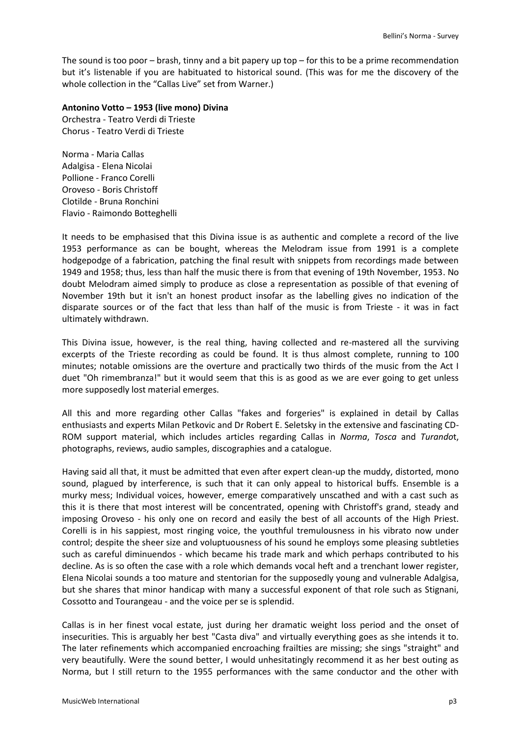The sound is too poor – brash, tinny and a bit papery up top – for this to be a prime recommendation but it's listenable if you are habituated to historical sound. (This was for me the discovery of the whole collection in the "Callas Live" set from Warner.)

**Antonino Votto – 1953 (live mono) Divina**
Orchestra - Teatro Verdi di Trieste
Chorus - Teatro Verdi di Trieste

Norma - Maria Callas
Adalgisa - Elena Nicolai
Pollione - Franco Corelli
Oroveso - Boris Christoff
Clotilde - Bruna Ronchini
Flavio - Raimondo Botteghelli

It needs to be emphasised that this Divina issue is as authentic and complete a record of the live 1953 performance as can be bought, whereas the Melodram issue from 1991 is a complete hodgepodge of a fabrication, patching the final result with snippets from recordings made between 1949 and 1958; thus, less than half the music there is from that evening of 19th November, 1953. No doubt Melodram aimed simply to produce as close a representation as possible of that evening of November 19th but it isn't an honest product insofar as the labelling gives no indication of the disparate sources or of the fact that less than half of the music is from Trieste - it was in fact ultimately withdrawn.

This Divina issue, however, is the real thing, having collected and re-mastered all the surviving excerpts of the Trieste recording as could be found. It is thus almost complete, running to 100 minutes; notable omissions are the overture and practically two thirds of the music from the Act I duet "Oh rimembranza!" but it would seem that this is as good as we are ever going to get unless more supposedly lost material emerges.

All this and more regarding other Callas "fakes and forgeries" is explained in detail by Callas enthusiasts and experts Milan Petkovic and Dr Robert E. Seletsky in the extensive and fascinating CD-ROM support material, which includes articles regarding Callas in *Norma*, *Tosca* and *Turandot*, photographs, reviews, audio samples, discographies and a catalogue.

Having said all that, it must be admitted that even after expert clean-up the muddy, distorted, mono sound, plagued by interference, is such that it can only appeal to historical buffs. Ensemble is a murky mess; Individual voices, however, emerge comparatively unscathed and with a cast such as this it is there that most interest will be concentrated, opening with Christoff's grand, steady and imposing Oroveso - his only one on record and easily the best of all accounts of the High Priest. Corelli is in his sappiest, most ringing voice, the youthful tremulousness in his vibrato now under control; despite the sheer size and voluptuousness of his sound he employs some pleasing subtleties such as careful diminuendos - which became his trade mark and which perhaps contributed to his decline. As is so often the case with a role which demands vocal heft and a trenchant lower register, Elena Nicolai sounds a too mature and stentorian for the supposedly young and vulnerable Adalgisa, but she shares that minor handicap with many a successful exponent of that role such as Stignani, Cossotto and Tourangeau - and the voice per se is splendid.

Callas is in her finest vocal estate, just during her dramatic weight loss period and the onset of insecurities. This is arguably her best "Casta diva" and virtually everything goes as she intends it to. The later refinements which accompanied encroaching frailties are missing; she sings "straight" and very beautifully. Were the sound better, I would unhesitatingly recommend it as her best outing as Norma, but I still return to the 1955 performances with the same conductor and the other with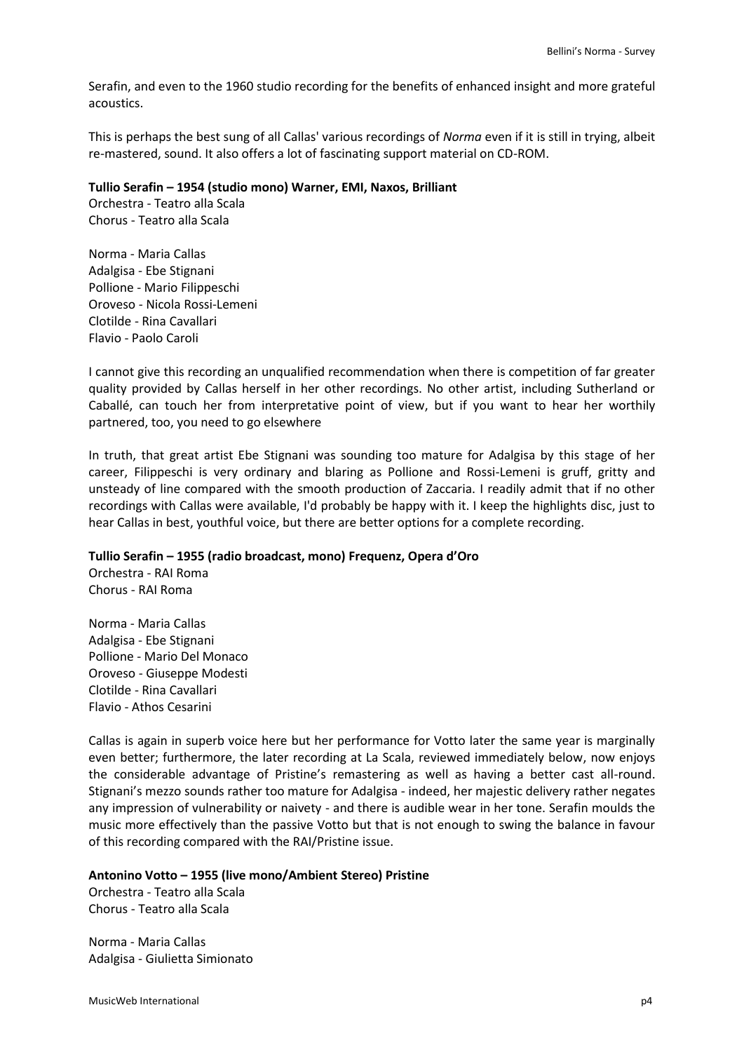Serafin, and even to the 1960 studio recording for the benefits of enhanced insight and more grateful acoustics.

This is perhaps the best sung of all Callas' various recordings of *Norma* even if it is still in trying, albeit re-mastered, sound. It also offers a lot of fascinating support material on CD-ROM.

**Tullio Serafin – 1954 (studio mono) Warner, EMI, Naxos, Brilliant**
Orchestra - Teatro alla Scala
Chorus - Teatro alla Scala

Norma - Maria Callas
Adalgisa - Ebe Stignani
Pollione - Mario Filippeschi
Oroveso - Nicola Rossi-Lemeni
Clotilde - Rina Cavallari
Flavio - Paolo Caroli

I cannot give this recording an unqualified recommendation when there is competition of far greater quality provided by Callas herself in her other recordings. No other artist, including Sutherland or Caballé, can touch her from interpretative point of view, but if you want to hear her worthily partnered, too, you need to go elsewhere

In truth, that great artist Ebe Stignani was sounding too mature for Adalgisa by this stage of her career, Filippeschi is very ordinary and blaring as Pollione and Rossi-Lemeni is gruff, gritty and unsteady of line compared with the smooth production of Zaccaria. I readily admit that if no other recordings with Callas were available, I'd probably be happy with it. I keep the highlights disc, just to hear Callas in best, youthful voice, but there are better options for a complete recording.

**Tullio Serafin – 1955 (radio broadcast, mono) Frequenz, Opera d'Oro**
Orchestra - RAI Roma
Chorus - RAI Roma

Norma - Maria Callas
Adalgisa - Ebe Stignani
Pollione - Mario Del Monaco
Oroveso - Giuseppe Modesti
Clotilde - Rina Cavallari
Flavio - Athos Cesarini

Callas is again in superb voice here but her performance for Votto later the same year is marginally even better; furthermore, the later recording at La Scala, reviewed immediately below, now enjoys the considerable advantage of Pristine's remastering as well as having a better cast all-round. Stignani's mezzo sounds rather too mature for Adalgisa - indeed, her majestic delivery rather negates any impression of vulnerability or naivety - and there is audible wear in her tone. Serafin moulds the music more effectively than the passive Votto but that is not enough to swing the balance in favour of this recording compared with the RAI/Pristine issue.

**Antonino Votto – 1955 (live mono/Ambient Stereo) Pristine**
Orchestra - Teatro alla Scala
Chorus - Teatro alla Scala

Norma - Maria Callas
Adalgisa - Giulietta Simionato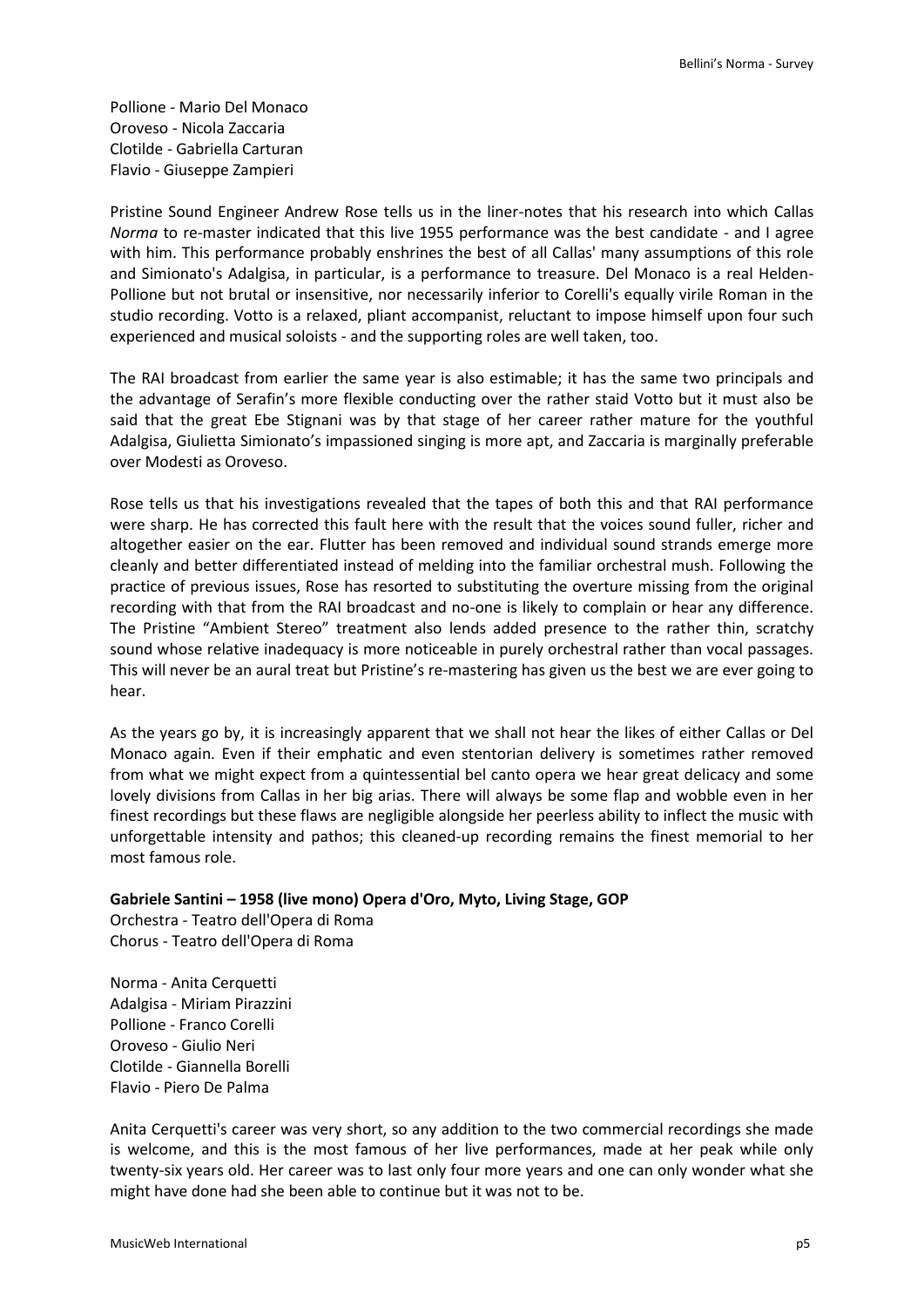Pollione - Mario Del Monaco
Oroveso - Nicola Zaccaria
Clotilde - Gabriella Carturan
Flavio - Giuseppe Zampieri

Pristine Sound Engineer Andrew Rose tells us in the liner-notes that his research into which Callas *Norma* to re-master indicated that this live 1955 performance was the best candidate - and I agree with him. This performance probably enshrines the best of all Callas' many assumptions of this role and Simionato's Adalgisa, in particular, is a performance to treasure. Del Monaco is a real Helden-Pollione but not brutal or insensitive, nor necessarily inferior to Corelli's equally virile Roman in the studio recording. Votto is a relaxed, pliant accompanist, reluctant to impose himself upon four such experienced and musical soloists - and the supporting roles are well taken, too.

The RAI broadcast from earlier the same year is also estimable; it has the same two principals and the advantage of Serafin's more flexible conducting over the rather staid Votto but it must also be said that the great Ebe Stignani was by that stage of her career rather mature for the youthful Adalgisa, Giulietta Simionato's impassioned singing is more apt, and Zaccaria is marginally preferable over Modesti as Oroveso.

Rose tells us that his investigations revealed that the tapes of both this and that RAI performance were sharp. He has corrected this fault here with the result that the voices sound fuller, richer and altogether easier on the ear. Flutter has been removed and individual sound strands emerge more cleanly and better differentiated instead of melding into the familiar orchestral mush. Following the practice of previous issues, Rose has resorted to substituting the overture missing from the original recording with that from the RAI broadcast and no-one is likely to complain or hear any difference. The Pristine "Ambient Stereo" treatment also lends added presence to the rather thin, scratchy sound whose relative inadequacy is more noticeable in purely orchestral rather than vocal passages. This will never be an aural treat but Pristine's re-mastering has given us the best we are ever going to hear.

As the years go by, it is increasingly apparent that we shall not hear the likes of either Callas or Del Monaco again. Even if their emphatic and even stentorian delivery is sometimes rather removed from what we might expect from a quintessential bel canto opera we hear great delicacy and some lovely divisions from Callas in her big arias. There will always be some flap and wobble even in her finest recordings but these flaws are negligible alongside her peerless ability to inflect the music with unforgettable intensity and pathos; this cleaned-up recording remains the finest memorial to her most famous role.

**Gabriele Santini – 1958 (live mono) Opera d'Oro, Myto, Living Stage, GOP**

Orchestra - Teatro dell'Opera di Roma
Chorus - Teatro dell'Opera di Roma

Norma - Anita Cerquetti
Adalgisa - Miriam Pirazzini
Pollione - Franco Corelli
Oroveso - Giulio Neri
Clotilde - Giannella Borelli
Flavio - Piero De Palma

Anita Cerquetti's career was very short, so any addition to the two commercial recordings she made is welcome, and this is the most famous of her live performances, made at her peak while only twenty-six years old. Her career was to last only four more years and one can only wonder what she might have done had she been able to continue but it was not to be.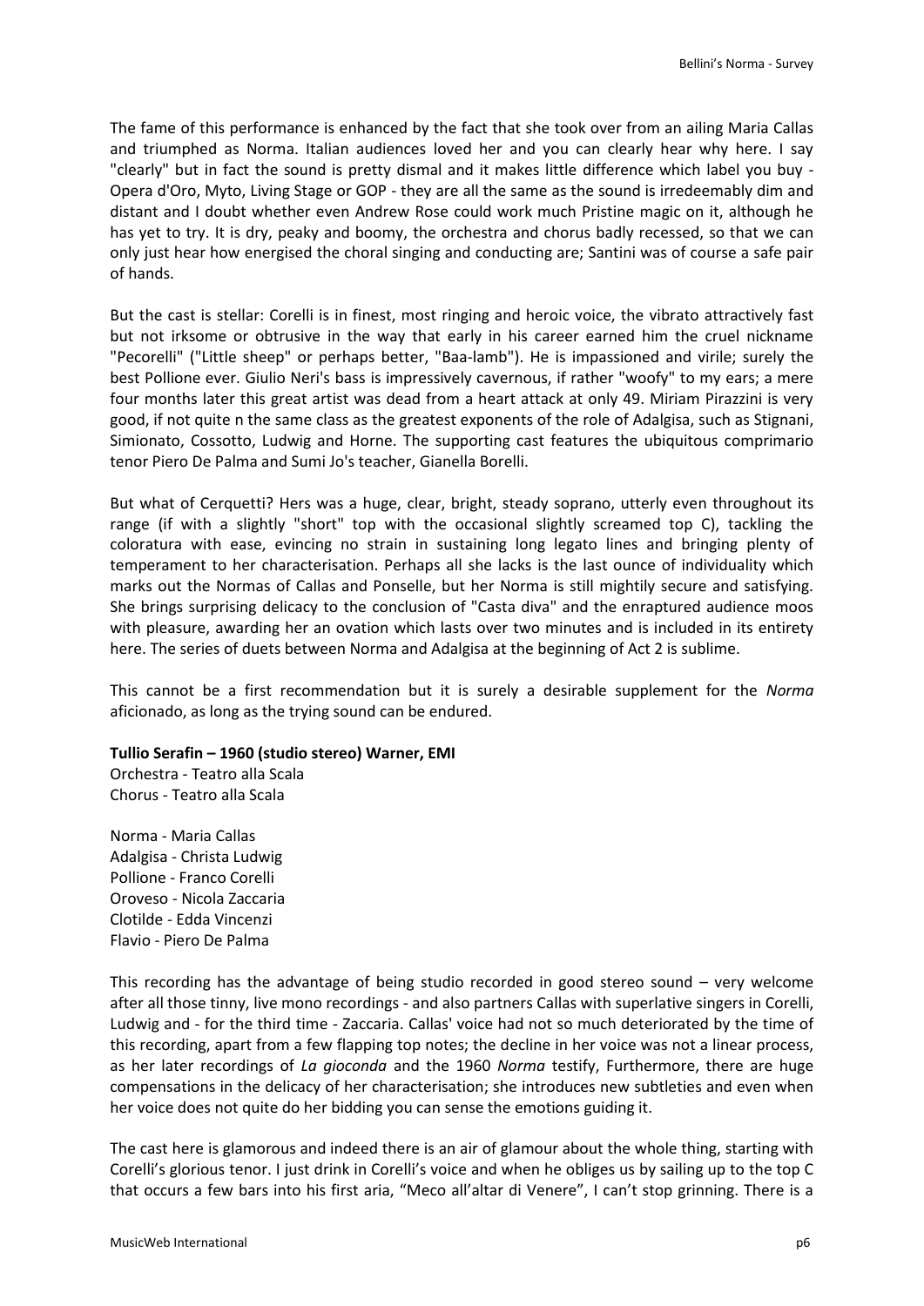The fame of this performance is enhanced by the fact that she took over from an ailing Maria Callas and triumphed as Norma. Italian audiences loved her and you can clearly hear why here. I say "clearly" but in fact the sound is pretty dismal and it makes little difference which label you buy - Opera d'Oro, Myto, Living Stage or GOP - they are all the same as the sound is irredeemably dim and distant and I doubt whether even Andrew Rose could work much Pristine magic on it, although he has yet to try. It is dry, peaky and boomy, the orchestra and chorus badly recessed, so that we can only just hear how energised the choral singing and conducting are; Santini was of course a safe pair of hands.

But the cast is stellar: Corelli is in finest, most ringing and heroic voice, the vibrato attractively fast but not irksome or obtrusive in the way that early in his career earned him the cruel nickname "Pecorelli" ("Little sheep" or perhaps better, "Baa-lamb"). He is impassioned and virile; surely the best Pollione ever. Giulio Neri's bass is impressively cavernous, if rather "woofy" to my ears; a mere four months later this great artist was dead from a heart attack at only 49. Miriam Pirazzini is very good, if not quite n the same class as the greatest exponents of the role of Adalgisa, such as Stignani, Simionato, Cossotto, Ludwig and Horne. The supporting cast features the ubiquitous comprimario tenor Piero De Palma and Sumi Jo's teacher, Gianella Borelli.

But what of Cerquetti? Hers was a huge, clear, bright, steady soprano, utterly even throughout its range (if with a slightly "short" top with the occasional slightly screamed top C), tackling the coloratura with ease, evincing no strain in sustaining long legato lines and bringing plenty of temperament to her characterisation. Perhaps all she lacks is the last ounce of individuality which marks out the Normas of Callas and Ponselle, but her Norma is still mightily secure and satisfying. She brings surprising delicacy to the conclusion of "Casta diva" and the enraptured audience moos with pleasure, awarding her an ovation which lasts over two minutes and is included in its entirety here. The series of duets between Norma and Adalgisa at the beginning of Act 2 is sublime.

This cannot be a first recommendation but it is surely a desirable supplement for the *Norma* aficionado, as long as the trying sound can be endured.

**Tullio Serafin – 1960 (studio stereo) Warner, EMI**

Orchestra - Teatro alla Scala
Chorus - Teatro alla Scala

Norma - Maria Callas
Adalgisa - Christa Ludwig
Pollione - Franco Corelli
Oroveso - Nicola Zaccaria
Clotilde - Edda Vincenzi
Flavio - Piero De Palma

This recording has the advantage of being studio recorded in good stereo sound – very welcome after all those tinny, live mono recordings - and also partners Callas with superlative singers in Corelli, Ludwig and - for the third time - Zaccaria. Callas' voice had not so much deteriorated by the time of this recording, apart from a few flapping top notes; the decline in her voice was not a linear process, as her later recordings of *La gioconda* and the 1960 *Norma* testify, Furthermore, there are huge compensations in the delicacy of her characterisation; she introduces new subtleties and even when her voice does not quite do her bidding you can sense the emotions guiding it.

The cast here is glamorous and indeed there is an air of glamour about the whole thing, starting with Corelli's glorious tenor. I just drink in Corelli's voice and when he obliges us by sailing up to the top C that occurs a few bars into his first aria, "Meco all'altar di Venere", I can't stop grinning. There is a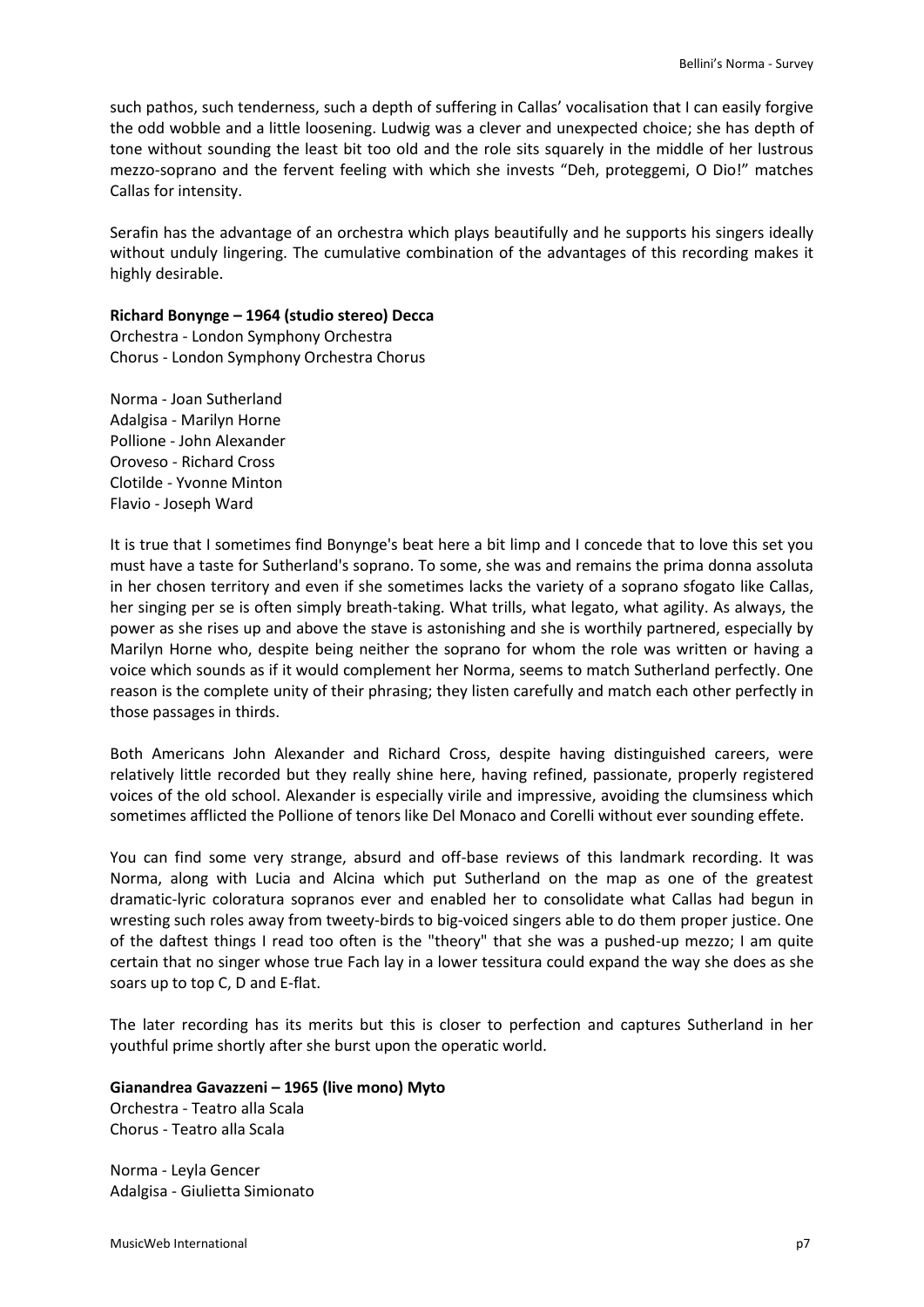such pathos, such tenderness, such a depth of suffering in Callas' vocalisation that I can easily forgive the odd wobble and a little loosening. Ludwig was a clever and unexpected choice; she has depth of tone without sounding the least bit too old and the role sits squarely in the middle of her lustrous mezzo-soprano and the fervent feeling with which she invests "Deh, proteggemi, O Dio!" matches Callas for intensity.

Serafin has the advantage of an orchestra which plays beautifully and he supports his singers ideally without unduly lingering. The cumulative combination of the advantages of this recording makes it highly desirable.

**Richard Bonynge – 1964 (studio stereo) Decca**
Orchestra - London Symphony Orchestra
Chorus - London Symphony Orchestra Chorus

Norma - Joan Sutherland
Adalgisa - Marilyn Horne
Pollione - John Alexander
Oroveso - Richard Cross
Clotilde - Yvonne Minton
Flavio - Joseph Ward

It is true that I sometimes find Bonynge's beat here a bit limp and I concede that to love this set you must have a taste for Sutherland's soprano. To some, she was and remains the prima donna assoluta in her chosen territory and even if she sometimes lacks the variety of a soprano sfogato like Callas, her singing per se is often simply breath-taking. What trills, what legato, what agility. As always, the power as she rises up and above the stave is astonishing and she is worthily partnered, especially by Marilyn Horne who, despite being neither the soprano for whom the role was written or having a voice which sounds as if it would complement her Norma, seems to match Sutherland perfectly. One reason is the complete unity of their phrasing; they listen carefully and match each other perfectly in those passages in thirds.

Both Americans John Alexander and Richard Cross, despite having distinguished careers, were relatively little recorded but they really shine here, having refined, passionate, properly registered voices of the old school. Alexander is especially virile and impressive, avoiding the clumsiness which sometimes afflicted the Pollione of tenors like Del Monaco and Corelli without ever sounding effete.

You can find some very strange, absurd and off-base reviews of this landmark recording. It was Norma, along with Lucia and Alcina which put Sutherland on the map as one of the greatest dramatic-lyric coloratura sopranos ever and enabled her to consolidate what Callas had begun in wresting such roles away from tweety-birds to big-voiced singers able to do them proper justice. One of the daftest things I read too often is the "theory" that she was a pushed-up mezzo; I am quite certain that no singer whose true Fach lay in a lower tessitura could expand the way she does as she soars up to top C, D and E-flat.

The later recording has its merits but this is closer to perfection and captures Sutherland in her youthful prime shortly after she burst upon the operatic world.

**Gianandrea Gavazzeni – 1965 (live mono) Myto**
Orchestra - Teatro alla Scala
Chorus - Teatro alla Scala

Norma - Leyla Gencer
Adalgisa - Giulietta Simionato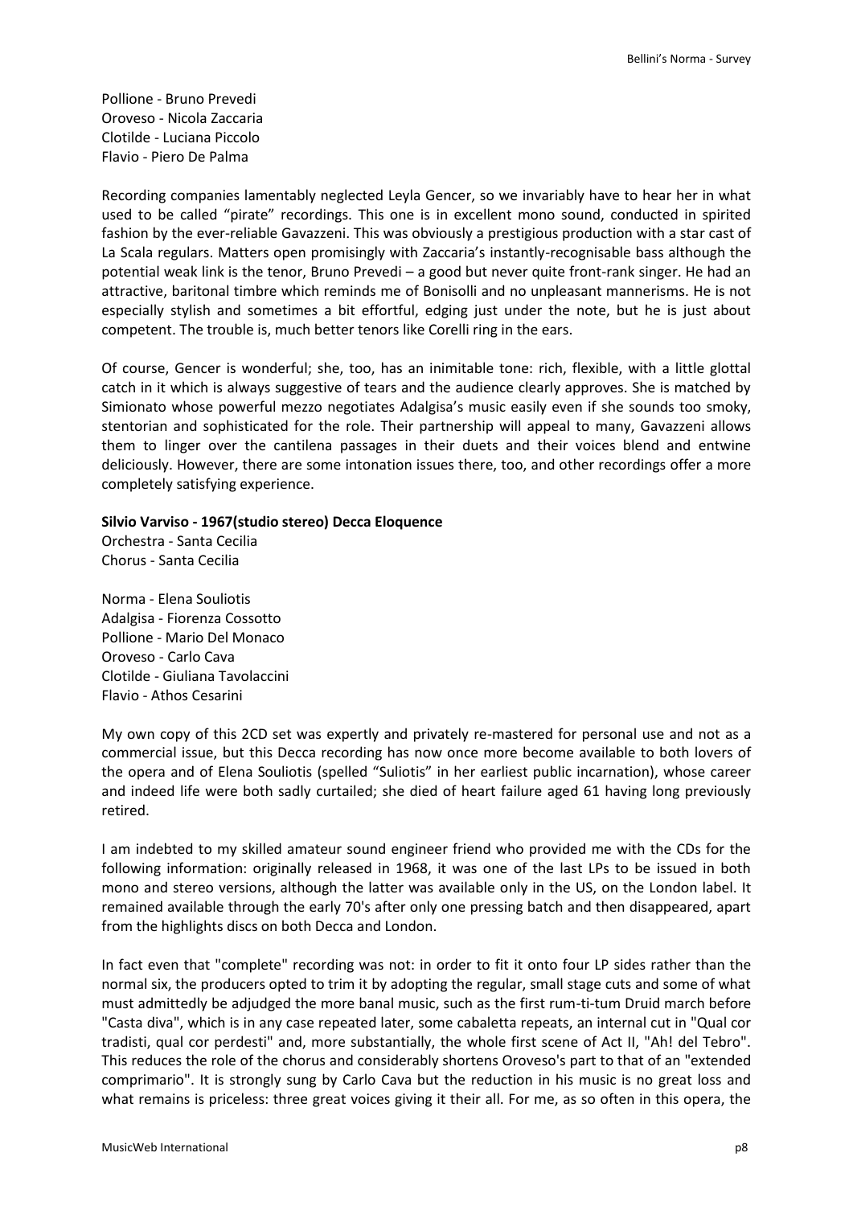Pollione - Bruno Prevedi
Oroveso - Nicola Zaccaria
Clotilde - Luciana Piccolo
Flavio - Piero De Palma

Recording companies lamentably neglected Leyla Gencer, so we invariably have to hear her in what used to be called "pirate" recordings. This one is in excellent mono sound, conducted in spirited fashion by the ever-reliable Gavazzeni. This was obviously a prestigious production with a star cast of La Scala regulars. Matters open promisingly with Zaccaria's instantly-recognisable bass although the potential weak link is the tenor, Bruno Prevedi – a good but never quite front-rank singer. He had an attractive, baritonal timbre which reminds me of Bonisolli and no unpleasant mannerisms. He is not especially stylish and sometimes a bit effortful, edging just under the note, but he is just about competent. The trouble is, much better tenors like Corelli ring in the ears.

Of course, Gencer is wonderful; she, too, has an inimitable tone: rich, flexible, with a little glottal catch in it which is always suggestive of tears and the audience clearly approves. She is matched by Simionato whose powerful mezzo negotiates Adalgisa's music easily even if she sounds too smoky, stentorian and sophisticated for the role. Their partnership will appeal to many, Gavazzeni allows them to linger over the cantilena passages in their duets and their voices blend and entwine deliciously. However, there are some intonation issues there, too, and other recordings offer a more completely satisfying experience.

**Silvio Varviso - 1967(studio stereo) Decca Eloquence**
Orchestra - Santa Cecilia
Chorus - Santa Cecilia

Norma - Elena Souliotis
Adalgisa - Fiorenza Cossotto
Pollione - Mario Del Monaco
Oroveso - Carlo Cava
Clotilde - Giuliana Tavolaccini
Flavio - Athos Cesarini

My own copy of this 2CD set was expertly and privately re-mastered for personal use and not as a commercial issue, but this Decca recording has now once more become available to both lovers of the opera and of Elena Souliotis (spelled "Suliotis" in her earliest public incarnation), whose career and indeed life were both sadly curtailed; she died of heart failure aged 61 having long previously retired.

I am indebted to my skilled amateur sound engineer friend who provided me with the CDs for the following information: originally released in 1968, it was one of the last LPs to be issued in both mono and stereo versions, although the latter was available only in the US, on the London label. It remained available through the early 70's after only one pressing batch and then disappeared, apart from the highlights discs on both Decca and London.

In fact even that "complete" recording was not: in order to fit it onto four LP sides rather than the normal six, the producers opted to trim it by adopting the regular, small stage cuts and some of what must admittedly be adjudged the more banal music, such as the first rum-ti-tum Druid march before "Casta diva", which is in any case repeated later, some cabaletta repeats, an internal cut in "Qual cor tradisti, qual cor perdesti" and, more substantially, the whole first scene of Act II, "Ah! del Tebro". This reduces the role of the chorus and considerably shortens Oroveso's part to that of an "extended comprimario". It is strongly sung by Carlo Cava but the reduction in his music is no great loss and what remains is priceless: three great voices giving it their all. For me, as so often in this opera, the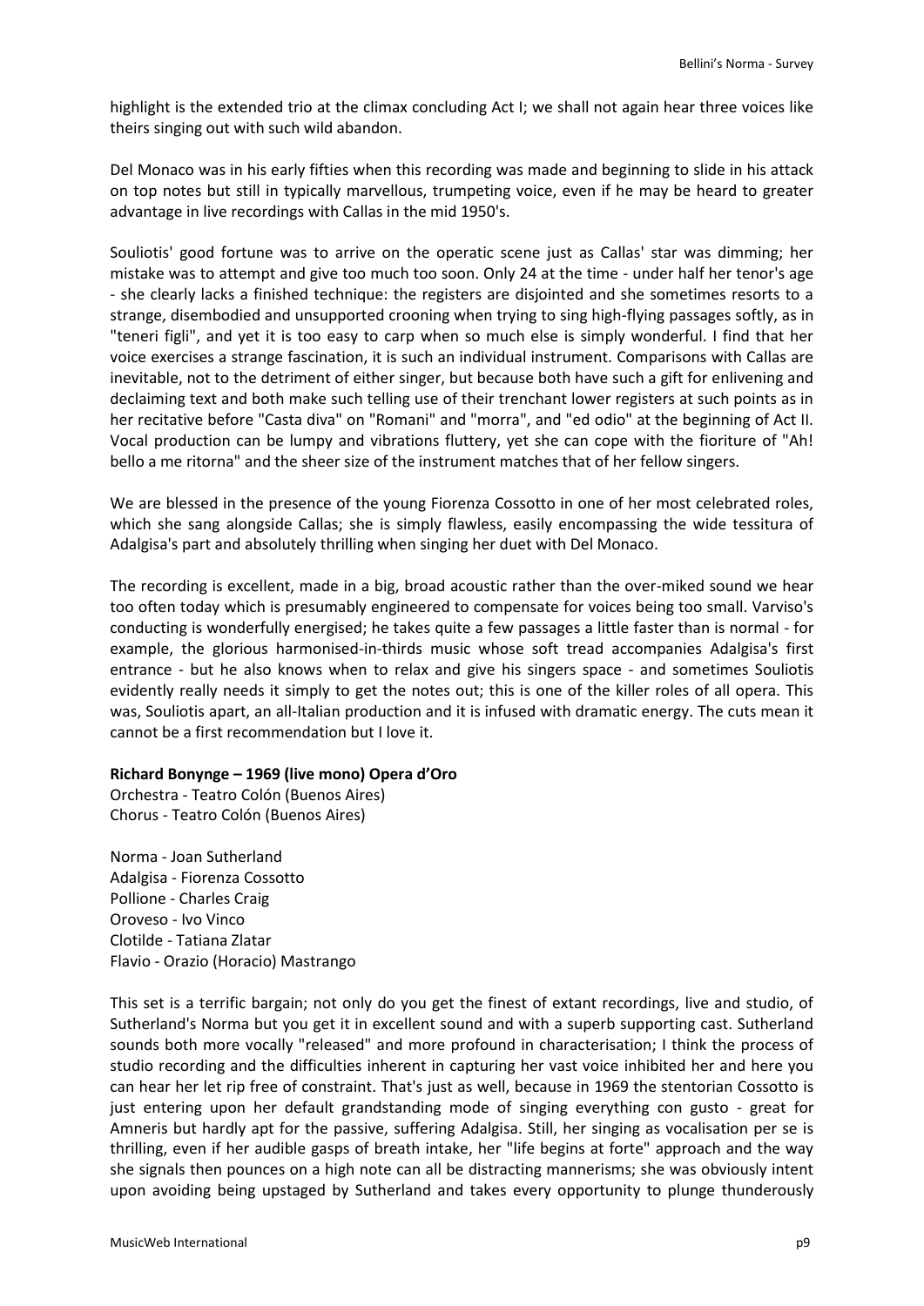highlight is the extended trio at the climax concluding Act I; we shall not again hear three voices like theirs singing out with such wild abandon.

Del Monaco was in his early fifties when this recording was made and beginning to slide in his attack on top notes but still in typically marvellous, trumpeting voice, even if he may be heard to greater advantage in live recordings with Callas in the mid 1950's.

Souliotis' good fortune was to arrive on the operatic scene just as Callas' star was dimming; her mistake was to attempt and give too much too soon. Only 24 at the time - under half her tenor's age - she clearly lacks a finished technique: the registers are disjointed and she sometimes resorts to a strange, disembodied and unsupported crooning when trying to sing high-flying passages softly, as in "teneri figli", and yet it is too easy to carp when so much else is simply wonderful. I find that her voice exercises a strange fascination, it is such an individual instrument. Comparisons with Callas are inevitable, not to the detriment of either singer, but because both have such a gift for enlivening and declaiming text and both make such telling use of their trenchant lower registers at such points as in her recitative before "Casta diva" on "Romani" and "morra", and "ed odio" at the beginning of Act II. Vocal production can be lumpy and vibrations fluttery, yet she can cope with the fioriture of "Ah! bello a me ritorna" and the sheer size of the instrument matches that of her fellow singers.

We are blessed in the presence of the young Fiorenza Cossotto in one of her most celebrated roles, which she sang alongside Callas; she is simply flawless, easily encompassing the wide tessitura of Adalgisa's part and absolutely thrilling when singing her duet with Del Monaco.

The recording is excellent, made in a big, broad acoustic rather than the over-miked sound we hear too often today which is presumably engineered to compensate for voices being too small. Varviso's conducting is wonderfully energised; he takes quite a few passages a little faster than is normal - for example, the glorious harmonised-in-thirds music whose soft tread accompanies Adalgisa's first entrance - but he also knows when to relax and give his singers space - and sometimes Souliotis evidently really needs it simply to get the notes out; this is one of the killer roles of all opera. This was, Souliotis apart, an all-Italian production and it is infused with dramatic energy. The cuts mean it cannot be a first recommendation but I love it.

**Richard Bonynge – 1969 (live mono) Opera d'Oro**
Orchestra - Teatro Colón (Buenos Aires)
Chorus - Teatro Colón (Buenos Aires)

Norma - Joan Sutherland
Adalgisa - Fiorenza Cossotto
Pollione - Charles Craig
Oroveso - Ivo Vinco
Clotilde - Tatiana Zlatar
Flavio - Orazio (Horacio) Mastrango

This set is a terrific bargain; not only do you get the finest of extant recordings, live and studio, of Sutherland's Norma but you get it in excellent sound and with a superb supporting cast. Sutherland sounds both more vocally "released" and more profound in characterisation; I think the process of studio recording and the difficulties inherent in capturing her vast voice inhibited her and here you can hear her let rip free of constraint. That's just as well, because in 1969 the stentorian Cossotto is just entering upon her default grandstanding mode of singing everything con gusto - great for Amneris but hardly apt for the passive, suffering Adalgisa. Still, her singing as vocalisation per se is thrilling, even if her audible gasps of breath intake, her "life begins at forte" approach and the way she signals then pounces on a high note can all be distracting mannerisms; she was obviously intent upon avoiding being upstaged by Sutherland and takes every opportunity to plunge thunderously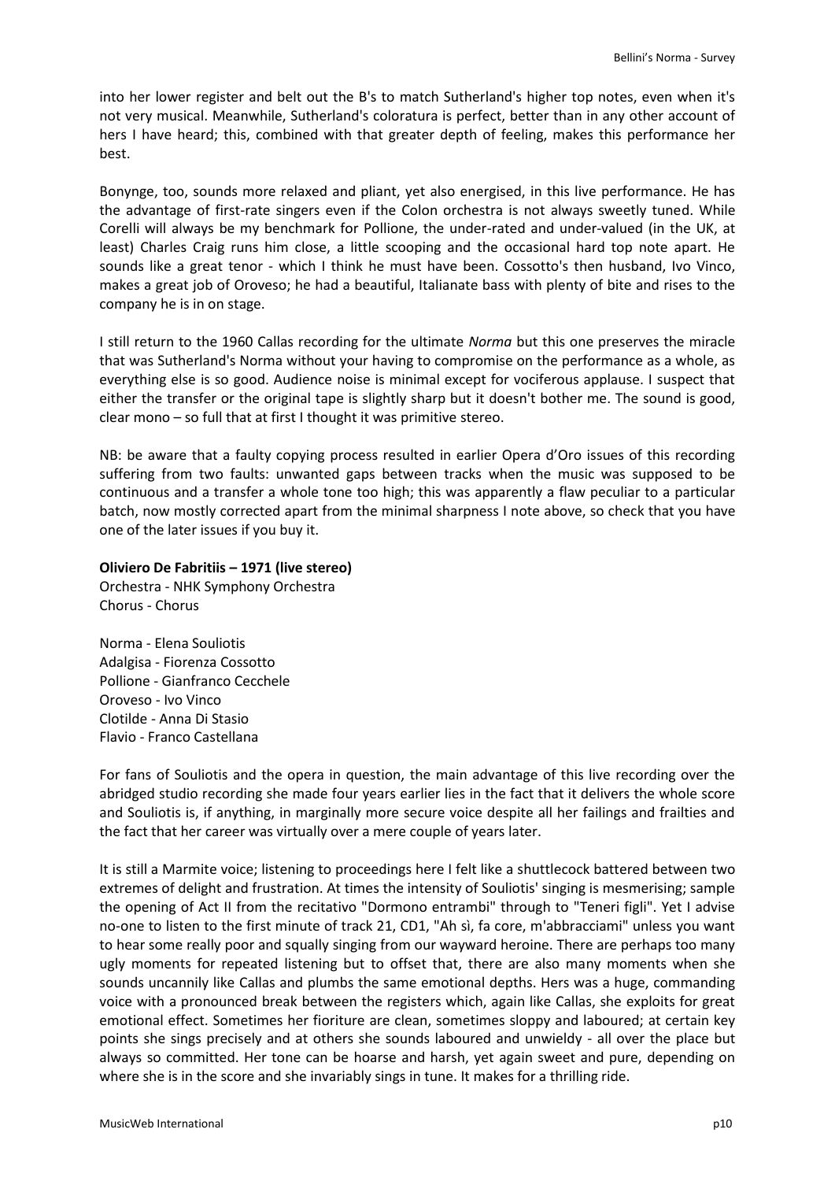into her lower register and belt out the B's to match Sutherland's higher top notes, even when it's not very musical. Meanwhile, Sutherland's coloratura is perfect, better than in any other account of hers I have heard; this, combined with that greater depth of feeling, makes this performance her best.

Bonynge, too, sounds more relaxed and pliant, yet also energised, in this live performance. He has the advantage of first-rate singers even if the Colon orchestra is not always sweetly tuned. While Corelli will always be my benchmark for Pollione, the under-rated and under-valued (in the UK, at least) Charles Craig runs him close, a little scooping and the occasional hard top note apart. He sounds like a great tenor - which I think he must have been. Cossotto's then husband, Ivo Vinco, makes a great job of Oroveso; he had a beautiful, Italianate bass with plenty of bite and rises to the company he is in on stage.

I still return to the 1960 Callas recording for the ultimate *Norma* but this one preserves the miracle that was Sutherland's Norma without your having to compromise on the performance as a whole, as everything else is so good. Audience noise is minimal except for vociferous applause. I suspect that either the transfer or the original tape is slightly sharp but it doesn't bother me. The sound is good, clear mono – so full that at first I thought it was primitive stereo.

NB: be aware that a faulty copying process resulted in earlier Opera d'Oro issues of this recording suffering from two faults: unwanted gaps between tracks when the music was supposed to be continuous and a transfer a whole tone too high; this was apparently a flaw peculiar to a particular batch, now mostly corrected apart from the minimal sharpness I note above, so check that you have one of the later issues if you buy it.

**Oliviero De Fabritiis – 1971 (live stereo)**
Orchestra - NHK Symphony Orchestra
Chorus - Chorus

Norma - Elena Souliotis
Adalgisa - Fiorenza Cossotto
Pollione - Gianfranco Cecchele
Oroveso - Ivo Vinco
Clotilde - Anna Di Stasio
Flavio - Franco Castellana

For fans of Souliotis and the opera in question, the main advantage of this live recording over the abridged studio recording she made four years earlier lies in the fact that it delivers the whole score and Souliotis is, if anything, in marginally more secure voice despite all her failings and frailties and the fact that her career was virtually over a mere couple of years later.

It is still a Marmite voice; listening to proceedings here I felt like a shuttlecock battered between two extremes of delight and frustration. At times the intensity of Souliotis' singing is mesmerising; sample the opening of Act II from the recitativo "Dormono entrambi" through to "Teneri figli". Yet I advise no-one to listen to the first minute of track 21, CD1, "Ah sì, fa core, m'abbracciami" unless you want to hear some really poor and squally singing from our wayward heroine. There are perhaps too many ugly moments for repeated listening but to offset that, there are also many moments when she sounds uncannily like Callas and plumbs the same emotional depths. Hers was a huge, commanding voice with a pronounced break between the registers which, again like Callas, she exploits for great emotional effect. Sometimes her fioriture are clean, sometimes sloppy and laboured; at certain key points she sings precisely and at others she sounds laboured and unwieldy - all over the place but always so committed. Her tone can be hoarse and harsh, yet again sweet and pure, depending on where she is in the score and she invariably sings in tune. It makes for a thrilling ride.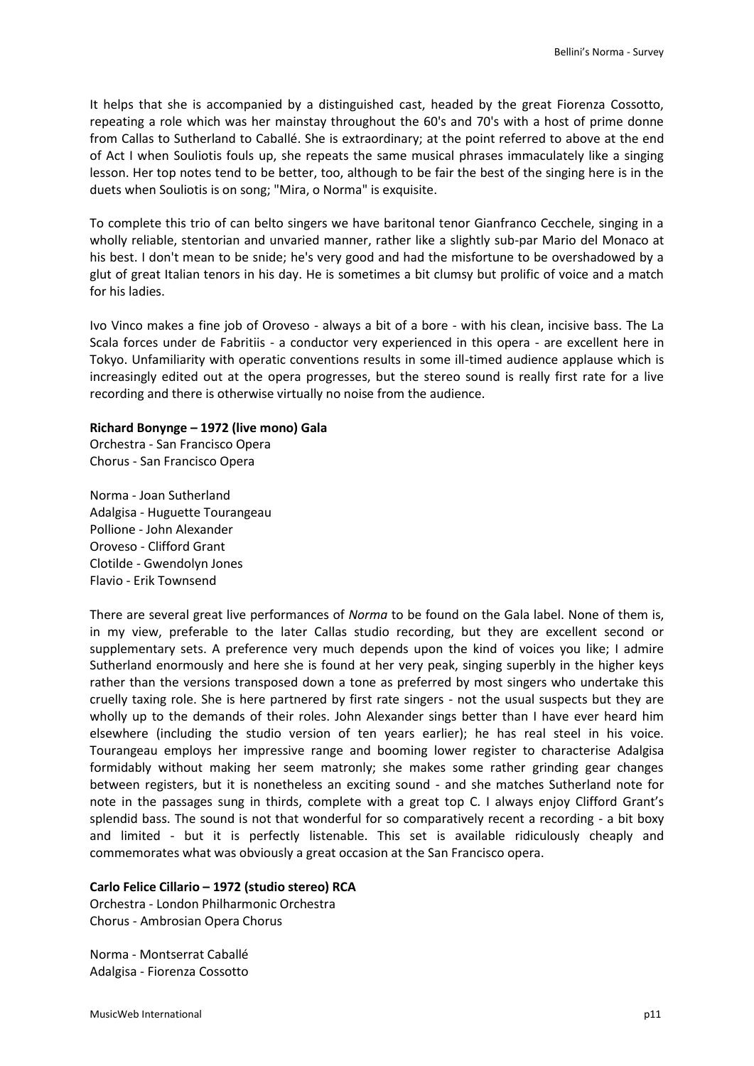It helps that she is accompanied by a distinguished cast, headed by the great Fiorenza Cossotto, repeating a role which was her mainstay throughout the 60's and 70's with a host of prime donne from Callas to Sutherland to Caballé. She is extraordinary; at the point referred to above at the end of Act I when Souliotis fouls up, she repeats the same musical phrases immaculately like a singing lesson. Her top notes tend to be better, too, although to be fair the best of the singing here is in the duets when Souliotis is on song; "Mira, o Norma" is exquisite.

To complete this trio of can belto singers we have baritonal tenor Gianfranco Cecchele, singing in a wholly reliable, stentorian and unvaried manner, rather like a slightly sub-par Mario del Monaco at his best. I don't mean to be snide; he's very good and had the misfortune to be overshadowed by a glut of great Italian tenors in his day. He is sometimes a bit clumsy but prolific of voice and a match for his ladies.

Ivo Vinco makes a fine job of Oroveso - always a bit of a bore - with his clean, incisive bass. The La Scala forces under de Fabritiis - a conductor very experienced in this opera - are excellent here in Tokyo. Unfamiliarity with operatic conventions results in some ill-timed audience applause which is increasingly edited out at the opera progresses, but the stereo sound is really first rate for a live recording and there is otherwise virtually no noise from the audience.

**Richard Bonynge – 1972 (live mono) Gala**
Orchestra - San Francisco Opera
Chorus - San Francisco Opera

Norma - Joan Sutherland
Adalgisa - Huguette Tourangeau
Pollione - John Alexander
Oroveso - Clifford Grant
Clotilde - Gwendolyn Jones
Flavio - Erik Townsend

There are several great live performances of *Norma* to be found on the Gala label. None of them is, in my view, preferable to the later Callas studio recording, but they are excellent second or supplementary sets. A preference very much depends upon the kind of voices you like; I admire Sutherland enormously and here she is found at her very peak, singing superbly in the higher keys rather than the versions transposed down a tone as preferred by most singers who undertake this cruelly taxing role. She is here partnered by first rate singers - not the usual suspects but they are wholly up to the demands of their roles. John Alexander sings better than I have ever heard him elsewhere (including the studio version of ten years earlier); he has real steel in his voice. Tourangeau employs her impressive range and booming lower register to characterise Adalgisa formidably without making her seem matronly; she makes some rather grinding gear changes between registers, but it is nonetheless an exciting sound - and she matches Sutherland note for note in the passages sung in thirds, complete with a great top C. I always enjoy Clifford Grant's splendid bass. The sound is not that wonderful for so comparatively recent a recording - a bit boxy and limited - but it is perfectly listenable. This set is available ridiculously cheaply and commemorates what was obviously a great occasion at the San Francisco opera.

**Carlo Felice Cillario – 1972 (studio stereo) RCA**
Orchestra - London Philharmonic Orchestra
Chorus - Ambrosian Opera Chorus

Norma - Montserrat Caballé
Adalgisa - Fiorenza Cossotto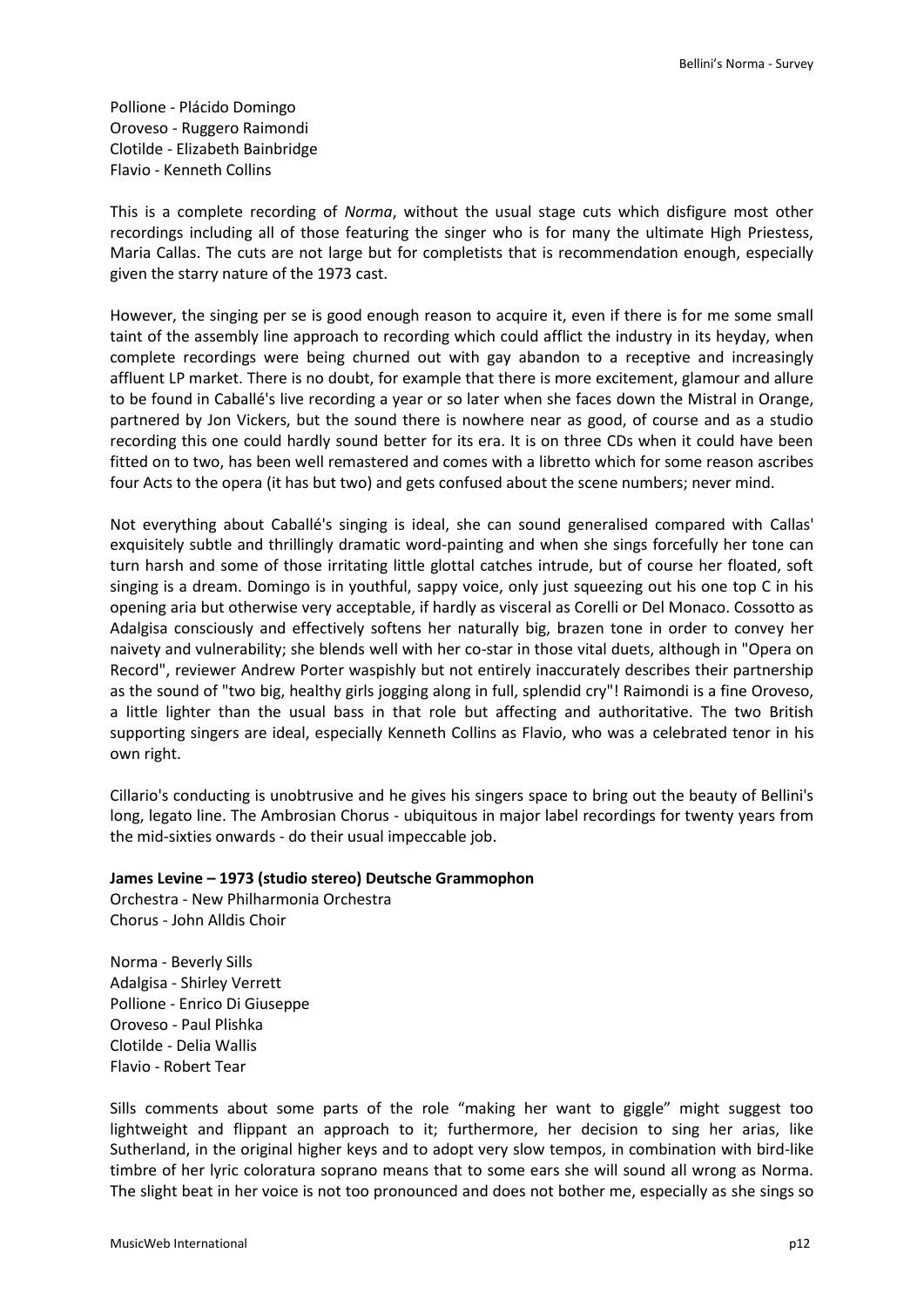Pollione - Plácido Domingo
Oroveso - Ruggero Raimondi
Clotilde - Elizabeth Bainbridge
Flavio - Kenneth Collins

This is a complete recording of *Norma*, without the usual stage cuts which disfigure most other recordings including all of those featuring the singer who is for many the ultimate High Priestess, Maria Callas. The cuts are not large but for completists that is recommendation enough, especially given the starry nature of the 1973 cast.

However, the singing per se is good enough reason to acquire it, even if there is for me some small taint of the assembly line approach to recording which could afflict the industry in its heyday, when complete recordings were being churned out with gay abandon to a receptive and increasingly affluent LP market. There is no doubt, for example that there is more excitement, glamour and allure to be found in Caballé's live recording a year or so later when she faces down the Mistral in Orange, partnered by Jon Vickers, but the sound there is nowhere near as good, of course and as a studio recording this one could hardly sound better for its era. It is on three CDs when it could have been fitted on to two, has been well remastered and comes with a libretto which for some reason ascribes four Acts to the opera (it has but two) and gets confused about the scene numbers; never mind.

Not everything about Caballé's singing is ideal, she can sound generalised compared with Callas' exquisitely subtle and thrillingly dramatic word-painting and when she sings forcefully her tone can turn harsh and some of those irritating little glottal catches intrude, but of course her floated, soft singing is a dream. Domingo is in youthful, sappy voice, only just squeezing out his one top C in his opening aria but otherwise very acceptable, if hardly as visceral as Corelli or Del Monaco. Cossotto as Adalgisa consciously and effectively softens her naturally big, brazen tone in order to convey her naivety and vulnerability; she blends well with her co-star in those vital duets, although in "Opera on Record", reviewer Andrew Porter waspishly but not entirely inaccurately describes their partnership as the sound of "two big, healthy girls jogging along in full, splendid cry"! Raimondi is a fine Oroveso, a little lighter than the usual bass in that role but affecting and authoritative. The two British supporting singers are ideal, especially Kenneth Collins as Flavio, who was a celebrated tenor in his own right.

Cillario's conducting is unobtrusive and he gives his singers space to bring out the beauty of Bellini's long, legato line. The Ambrosian Chorus - ubiquitous in major label recordings for twenty years from the mid-sixties onwards - do their usual impeccable job.

**James Levine – 1973 (studio stereo) Deutsche Grammophon**
Orchestra - New Philharmonia Orchestra
Chorus - John Alldis Choir

Norma - Beverly Sills
Adalgisa - Shirley Verrett
Pollione - Enrico Di Giuseppe
Oroveso - Paul Plishka
Clotilde - Delia Wallis
Flavio - Robert Tear

Sills comments about some parts of the role "making her want to giggle" might suggest too lightweight and flippant an approach to it; furthermore, her decision to sing her arias, like Sutherland, in the original higher keys and to adopt very slow tempos, in combination with bird-like timbre of her lyric coloratura soprano means that to some ears she will sound all wrong as Norma. The slight beat in her voice is not too pronounced and does not bother me, especially as she sings so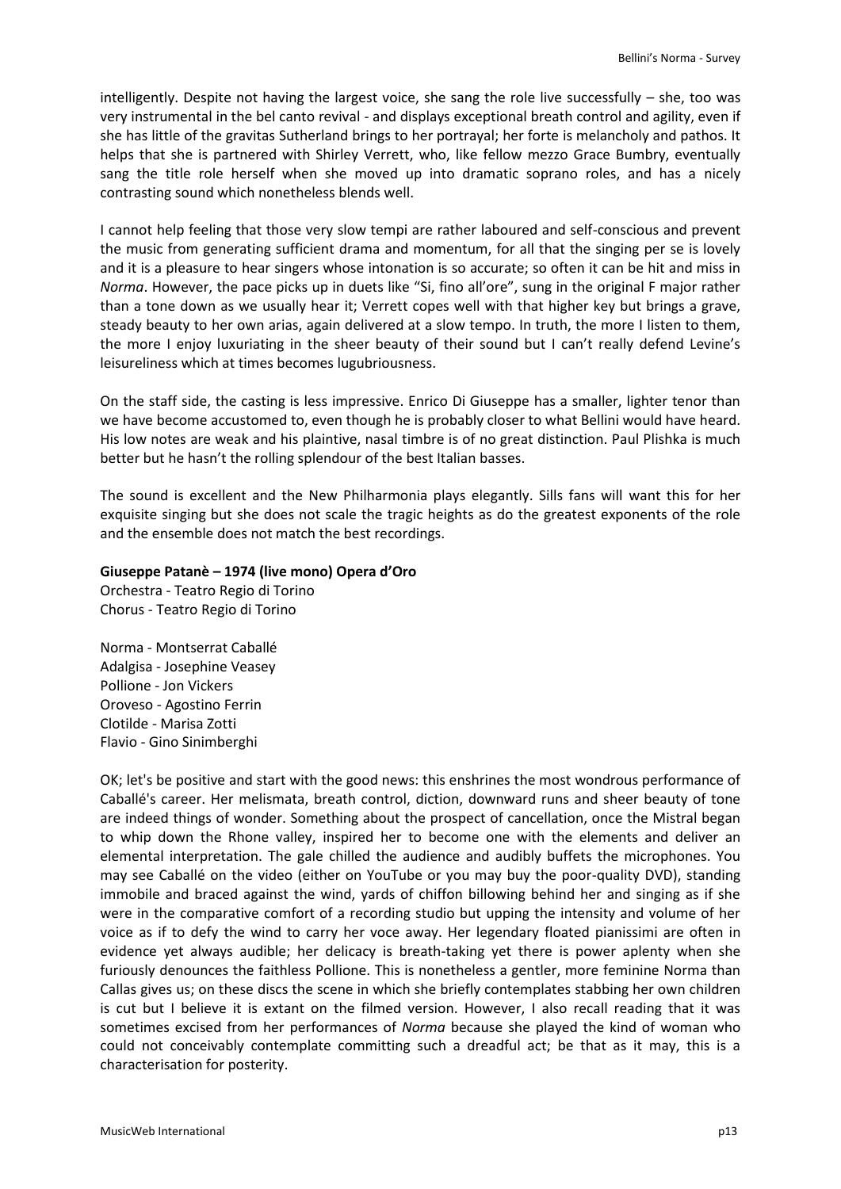intelligently. Despite not having the largest voice, she sang the role live successfully – she, too was very instrumental in the bel canto revival - and displays exceptional breath control and agility, even if she has little of the gravitas Sutherland brings to her portrayal; her forte is melancholy and pathos. It helps that she is partnered with Shirley Verrett, who, like fellow mezzo Grace Bumbry, eventually sang the title role herself when she moved up into dramatic soprano roles, and has a nicely contrasting sound which nonetheless blends well.

I cannot help feeling that those very slow tempi are rather laboured and self-conscious and prevent the music from generating sufficient drama and momentum, for all that the singing per se is lovely and it is a pleasure to hear singers whose intonation is so accurate; so often it can be hit and miss in *Norma*. However, the pace picks up in duets like "Si, fino all'ore", sung in the original F major rather than a tone down as we usually hear it; Verrett copes well with that higher key but brings a grave, steady beauty to her own arias, again delivered at a slow tempo. In truth, the more I listen to them, the more I enjoy luxuriating in the sheer beauty of their sound but I can't really defend Levine's leisureliness which at times becomes lugubriousness.

On the staff side, the casting is less impressive. Enrico Di Giuseppe has a smaller, lighter tenor than we have become accustomed to, even though he is probably closer to what Bellini would have heard. His low notes are weak and his plaintive, nasal timbre is of no great distinction. Paul Plishka is much better but he hasn't the rolling splendour of the best Italian basses.

The sound is excellent and the New Philharmonia plays elegantly. Sills fans will want this for her exquisite singing but she does not scale the tragic heights as do the greatest exponents of the role and the ensemble does not match the best recordings.

**Giuseppe Patanè – 1974 (live mono) Opera d'Oro**
Orchestra - Teatro Regio di Torino
Chorus - Teatro Regio di Torino

Norma - Montserrat Caballé
Adalgisa - Josephine Veasey
Pollione - Jon Vickers
Oroveso - Agostino Ferrin
Clotilde - Marisa Zotti
Flavio - Gino Sinimberghi

OK; let's be positive and start with the good news: this enshrines the most wondrous performance of Caballé's career. Her melismata, breath control, diction, downward runs and sheer beauty of tone are indeed things of wonder. Something about the prospect of cancellation, once the Mistral began to whip down the Rhone valley, inspired her to become one with the elements and deliver an elemental interpretation. The gale chilled the audience and audibly buffets the microphones. You may see Caballé on the video (either on YouTube or you may buy the poor-quality DVD), standing immobile and braced against the wind, yards of chiffon billowing behind her and singing as if she were in the comparative comfort of a recording studio but upping the intensity and volume of her voice as if to defy the wind to carry her voce away. Her legendary floated pianissimi are often in evidence yet always audible; her delicacy is breath-taking yet there is power aplenty when she furiously denounces the faithless Pollione. This is nonetheless a gentler, more feminine Norma than Callas gives us; on these discs the scene in which she briefly contemplates stabbing her own children is cut but I believe it is extant on the filmed version. However, I also recall reading that it was sometimes excised from her performances of *Norma* because she played the kind of woman who could not conceivably contemplate committing such a dreadful act; be that as it may, this is a characterisation for posterity.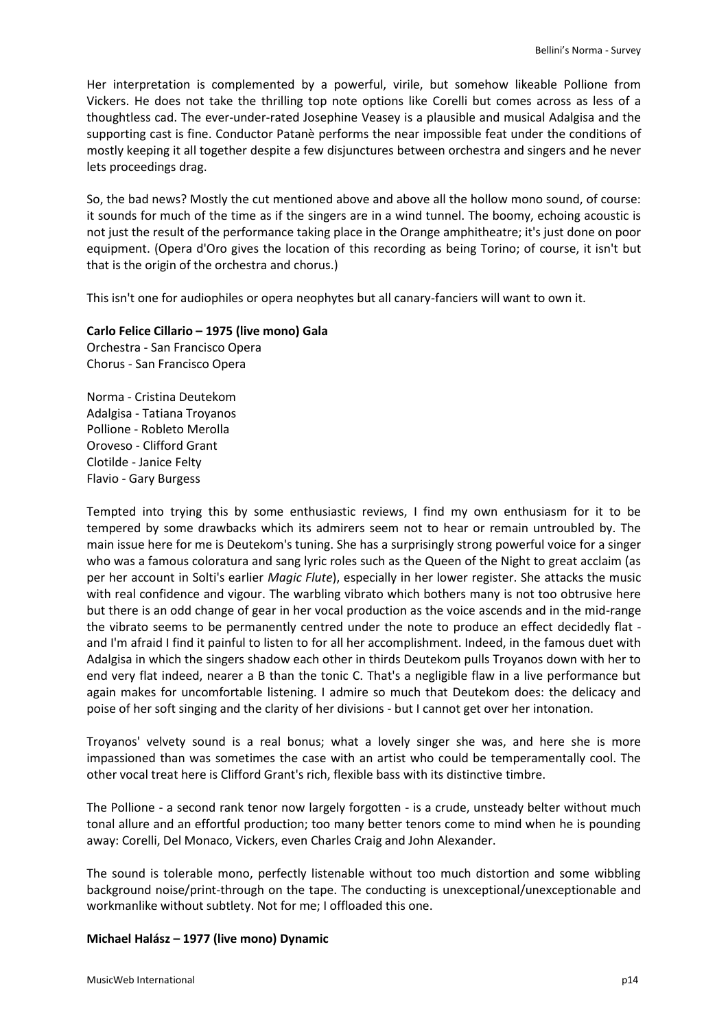Her interpretation is complemented by a powerful, virile, but somehow likeable Pollione from Vickers. He does not take the thrilling top note options like Corelli but comes across as less of a thoughtless cad. The ever-under-rated Josephine Veasey is a plausible and musical Adalgisa and the supporting cast is fine. Conductor Patanè performs the near impossible feat under the conditions of mostly keeping it all together despite a few disjunctures between orchestra and singers and he never lets proceedings drag.

So, the bad news? Mostly the cut mentioned above and above all the hollow mono sound, of course: it sounds for much of the time as if the singers are in a wind tunnel. The boomy, echoing acoustic is not just the result of the performance taking place in the Orange amphitheatre; it's just done on poor equipment. (Opera d'Oro gives the location of this recording as being Torino; of course, it isn't but that is the origin of the orchestra and chorus.)

This isn't one for audiophiles or opera neophytes but all canary-fanciers will want to own it.

**Carlo Felice Cillario – 1975 (live mono) Gala**
Orchestra - San Francisco Opera
Chorus - San Francisco Opera

Norma - Cristina Deutekom
Adalgisa - Tatiana Troyanos
Pollione - Robleto Merolla
Oroveso - Clifford Grant
Clotilde - Janice Felty
Flavio - Gary Burgess

Tempted into trying this by some enthusiastic reviews, I find my own enthusiasm for it to be tempered by some drawbacks which its admirers seem not to hear or remain untroubled by. The main issue here for me is Deutekom's tuning. She has a surprisingly strong powerful voice for a singer who was a famous coloratura and sang lyric roles such as the Queen of the Night to great acclaim (as per her account in Solti's earlier *Magic Flute*), especially in her lower register. She attacks the music with real confidence and vigour. The warbling vibrato which bothers many is not too obtrusive here but there is an odd change of gear in her vocal production as the voice ascends and in the mid-range the vibrato seems to be permanently centred under the note to produce an effect decidedly flat - and I'm afraid I find it painful to listen to for all her accomplishment. Indeed, in the famous duet with Adalgisa in which the singers shadow each other in thirds Deutekom pulls Troyanos down with her to end very flat indeed, nearer a B than the tonic C. That's a negligible flaw in a live performance but again makes for uncomfortable listening. I admire so much that Deutekom does: the delicacy and poise of her soft singing and the clarity of her divisions - but I cannot get over her intonation.

Troyanos' velvety sound is a real bonus; what a lovely singer she was, and here she is more impassioned than was sometimes the case with an artist who could be temperamentally cool. The other vocal treat here is Clifford Grant's rich, flexible bass with its distinctive timbre.

The Pollione - a second rank tenor now largely forgotten - is a crude, unsteady belter without much tonal allure and an effortful production; too many better tenors come to mind when he is pounding away: Corelli, Del Monaco, Vickers, even Charles Craig and John Alexander.

The sound is tolerable mono, perfectly listenable without too much distortion and some wibbling background noise/print-through on the tape. The conducting is unexceptional/unexceptionable and workmanlike without subtlety. Not for me; I offloaded this one.

**Michael Halász – 1977 (live mono) Dynamic**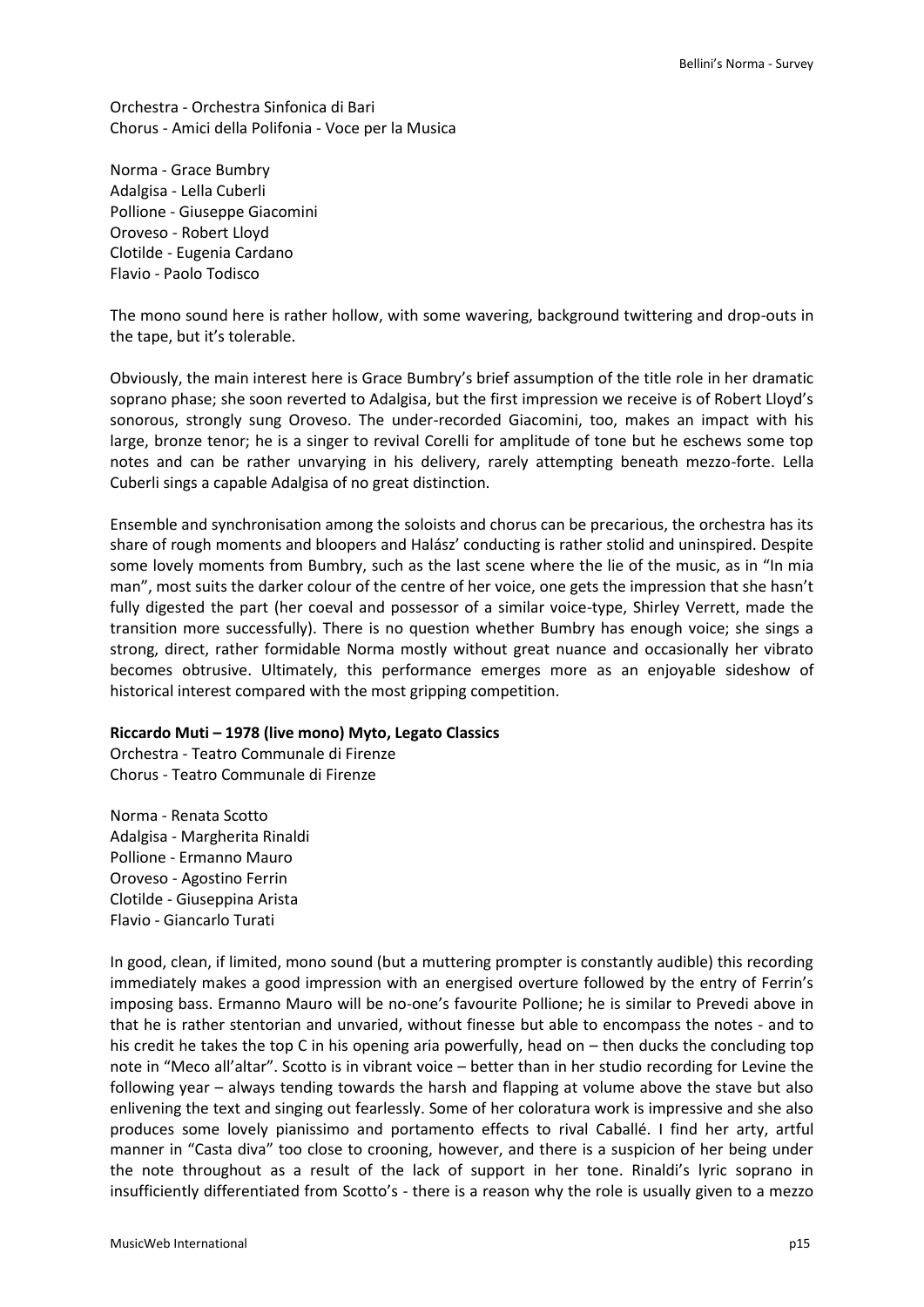Orchestra - Orchestra Sinfonica di Bari
Chorus - Amici della Polifonia - Voce per la Musica

Norma - Grace Bumbry
Adalgisa - Lella Cuberli
Pollione - Giuseppe Giacomini
Oroveso - Robert Lloyd
Clotilde - Eugenia Cardano
Flavio - Paolo Todisco

The mono sound here is rather hollow, with some wavering, background twittering and drop-outs in the tape, but it's tolerable.

Obviously, the main interest here is Grace Bumbry's brief assumption of the title role in her dramatic soprano phase; she soon reverted to Adalgisa, but the first impression we receive is of Robert Lloyd's sonorous, strongly sung Oroveso. The under-recorded Giacomini, too, makes an impact with his large, bronze tenor; he is a singer to revival Corelli for amplitude of tone but he eschews some top notes and can be rather unvarying in his delivery, rarely attempting beneath mezzo-forte. Lella Cuberli sings a capable Adalgisa of no great distinction.

Ensemble and synchronisation among the soloists and chorus can be precarious, the orchestra has its share of rough moments and bloopers and Halász' conducting is rather stolid and uninspired. Despite some lovely moments from Bumbry, such as the last scene where the lie of the music, as in "In mia man", most suits the darker colour of the centre of her voice, one gets the impression that she hasn't fully digested the part (her coeval and possessor of a similar voice-type, Shirley Verrett, made the transition more successfully). There is no question whether Bumbry has enough voice; she sings a strong, direct, rather formidable Norma mostly without great nuance and occasionally her vibrato becomes obtrusive. Ultimately, this performance emerges more as an enjoyable sideshow of historical interest compared with the most gripping competition.

**Riccardo Muti – 1978 (live mono) Myto, Legato Classics**

Orchestra - Teatro Communale di Firenze
Chorus - Teatro Communale di Firenze

Norma - Renata Scotto
Adalgisa - Margherita Rinaldi
Pollione - Ermanno Mauro
Oroveso - Agostino Ferrin
Clotilde - Giuseppina Arista
Flavio - Giancarlo Turati

In good, clean, if limited, mono sound (but a muttering prompter is constantly audible) this recording immediately makes a good impression with an energised overture followed by the entry of Ferrin's imposing bass. Ermanno Mauro will be no-one's favourite Pollione; he is similar to Prevedi above in that he is rather stentorian and unvaried, without finesse but able to encompass the notes - and to his credit he takes the top C in his opening aria powerfully, head on – then ducks the concluding top note in "Meco all'altar". Scotto is in vibrant voice – better than in her studio recording for Levine the following year – always tending towards the harsh and flapping at volume above the stave but also enlivening the text and singing out fearlessly. Some of her coloratura work is impressive and she also produces some lovely pianissimo and portamento effects to rival Caballé. I find her arty, artful manner in "Casta diva" too close to crooning, however, and there is a suspicion of her being under the note throughout as a result of the lack of support in her tone. Rinaldi's lyric soprano in insufficiently differentiated from Scotto's - there is a reason why the role is usually given to a mezzo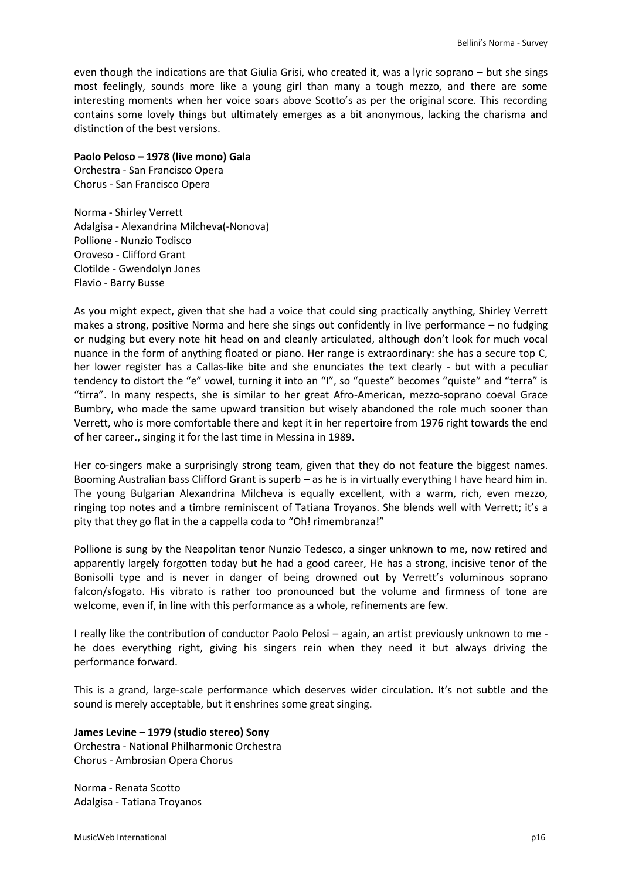even though the indications are that Giulia Grisi, who created it, was a lyric soprano – but she sings most feelingly, sounds more like a young girl than many a tough mezzo, and there are some interesting moments when her voice soars above Scotto's as per the original score. This recording contains some lovely things but ultimately emerges as a bit anonymous, lacking the charisma and distinction of the best versions.

**Paolo Peloso – 1978 (live mono) Gala**
Orchestra - San Francisco Opera
Chorus - San Francisco Opera

Norma - Shirley Verrett
Adalgisa - Alexandrina Milcheva(-Nonova)
Pollione - Nunzio Todisco
Oroveso - Clifford Grant
Clotilde - Gwendolyn Jones
Flavio - Barry Busse

As you might expect, given that she had a voice that could sing practically anything, Shirley Verrett makes a strong, positive Norma and here she sings out confidently in live performance – no fudging or nudging but every note hit head on and cleanly articulated, although don't look for much vocal nuance in the form of anything floated or piano. Her range is extraordinary: she has a secure top C, her lower register has a Callas-like bite and she enunciates the text clearly - but with a peculiar tendency to distort the "e" vowel, turning it into an "I", so "queste" becomes "quiste" and "terra" is "tirra". In many respects, she is similar to her great Afro-American, mezzo-soprano coeval Grace Bumbry, who made the same upward transition but wisely abandoned the role much sooner than Verrett, who is more comfortable there and kept it in her repertoire from 1976 right towards the end of her career., singing it for the last time in Messina in 1989.

Her co-singers make a surprisingly strong team, given that they do not feature the biggest names. Booming Australian bass Clifford Grant is superb – as he is in virtually everything I have heard him in. The young Bulgarian Alexandrina Milcheva is equally excellent, with a warm, rich, even mezzo, ringing top notes and a timbre reminiscent of Tatiana Troyanos. She blends well with Verrett; it's a pity that they go flat in the a cappella coda to "Oh! rimembranza!"

Pollione is sung by the Neapolitan tenor Nunzio Tedesco, a singer unknown to me, now retired and apparently largely forgotten today but he had a good career, He has a strong, incisive tenor of the Bonisolli type and is never in danger of being drowned out by Verrett's voluminous soprano falcon/sfogato. His vibrato is rather too pronounced but the volume and firmness of tone are welcome, even if, in line with this performance as a whole, refinements are few.

I really like the contribution of conductor Paolo Pelosi – again, an artist previously unknown to me - he does everything right, giving his singers rein when they need it but always driving the performance forward.

This is a grand, large-scale performance which deserves wider circulation. It's not subtle and the sound is merely acceptable, but it enshrines some great singing.

**James Levine – 1979 (studio stereo) Sony**
Orchestra - National Philharmonic Orchestra
Chorus - Ambrosian Opera Chorus

Norma - Renata Scotto
Adalgisa - Tatiana Troyanos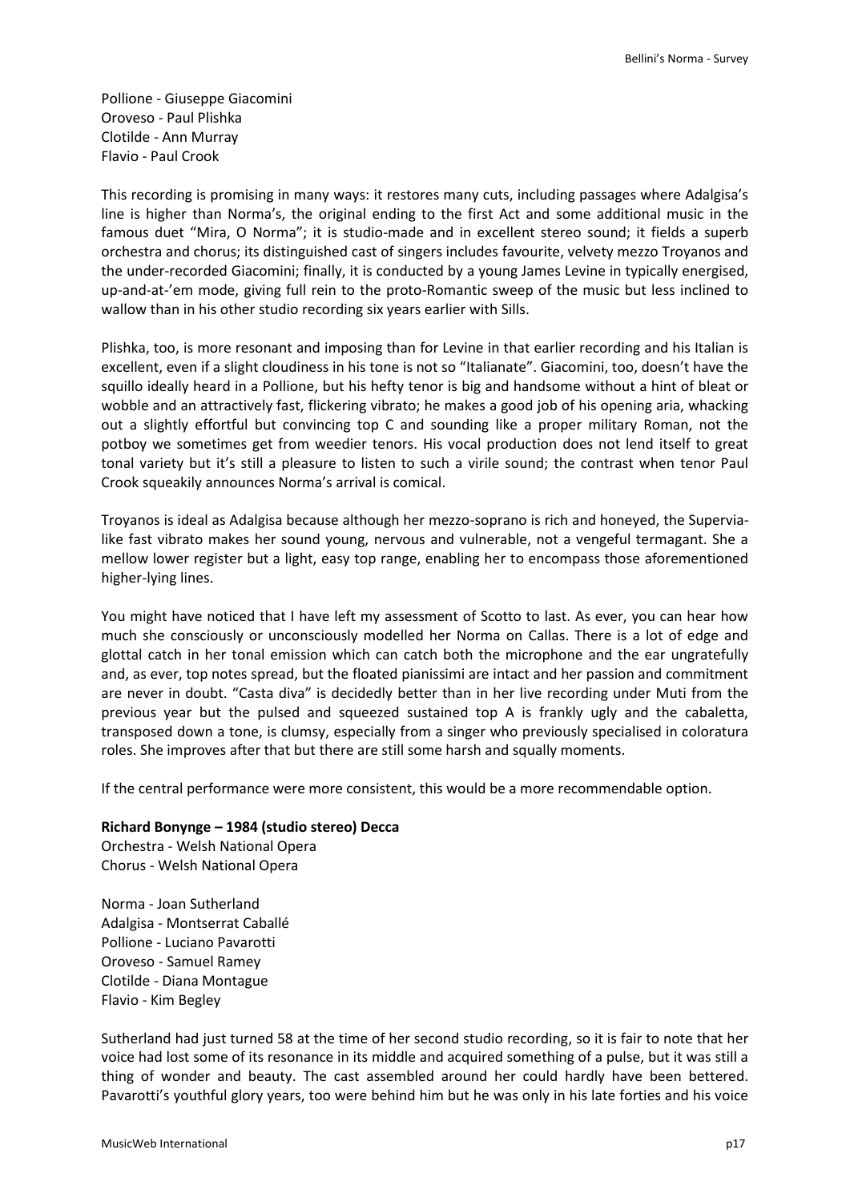Pollione - Giuseppe Giacomini
Oroveso - Paul Plishka
Clotilde - Ann Murray
Flavio - Paul Crook

This recording is promising in many ways: it restores many cuts, including passages where Adalgisa's line is higher than Norma's, the original ending to the first Act and some additional music in the famous duet "Mira, O Norma"; it is studio-made and in excellent stereo sound; it fields a superb orchestra and chorus; its distinguished cast of singers includes favourite, velvety mezzo Troyanos and the under-recorded Giacomini; finally, it is conducted by a young James Levine in typically energised, up-and-at-'em mode, giving full rein to the proto-Romantic sweep of the music but less inclined to wallow than in his other studio recording six years earlier with Sills.

Plishka, too, is more resonant and imposing than for Levine in that earlier recording and his Italian is excellent, even if a slight cloudiness in his tone is not so "Italianate". Giacomini, too, doesn't have the squillo ideally heard in a Pollione, but his hefty tenor is big and handsome without a hint of bleat or wobble and an attractively fast, flickering vibrato; he makes a good job of his opening aria, whacking out a slightly effortful but convincing top C and sounding like a proper military Roman, not the potboy we sometimes get from weedier tenors. His vocal production does not lend itself to great tonal variety but it's still a pleasure to listen to such a virile sound; the contrast when tenor Paul Crook squeakily announces Norma's arrival is comical.

Troyanos is ideal as Adalgisa because although her mezzo-soprano is rich and honeyed, the Supervia-like fast vibrato makes her sound young, nervous and vulnerable, not a vengeful termagant. She a mellow lower register but a light, easy top range, enabling her to encompass those aforementioned higher-lying lines.

You might have noticed that I have left my assessment of Scotto to last. As ever, you can hear how much she consciously or unconsciously modelled her Norma on Callas. There is a lot of edge and glottal catch in her tonal emission which can catch both the microphone and the ear ungratefully and, as ever, top notes spread, but the floated pianissimi are intact and her passion and commitment are never in doubt. "Casta diva" is decidedly better than in her live recording under Muti from the previous year but the pulsed and squeezed sustained top A is frankly ugly and the cabaletta, transposed down a tone, is clumsy, especially from a singer who previously specialised in coloratura roles. She improves after that but there are still some harsh and squally moments.

If the central performance were more consistent, this would be a more recommendable option.

**Richard Bonynge – 1984 (studio stereo) Decca**
Orchestra - Welsh National Opera
Chorus - Welsh National Opera

Norma - Joan Sutherland
Adalgisa - Montserrat Caballé
Pollione - Luciano Pavarotti
Oroveso - Samuel Ramey
Clotilde - Diana Montague
Flavio - Kim Begley

Sutherland had just turned 58 at the time of her second studio recording, so it is fair to note that her voice had lost some of its resonance in its middle and acquired something of a pulse, but it was still a thing of wonder and beauty. The cast assembled around her could hardly have been bettered. Pavarotti's youthful glory years, too were behind him but he was only in his late forties and his voice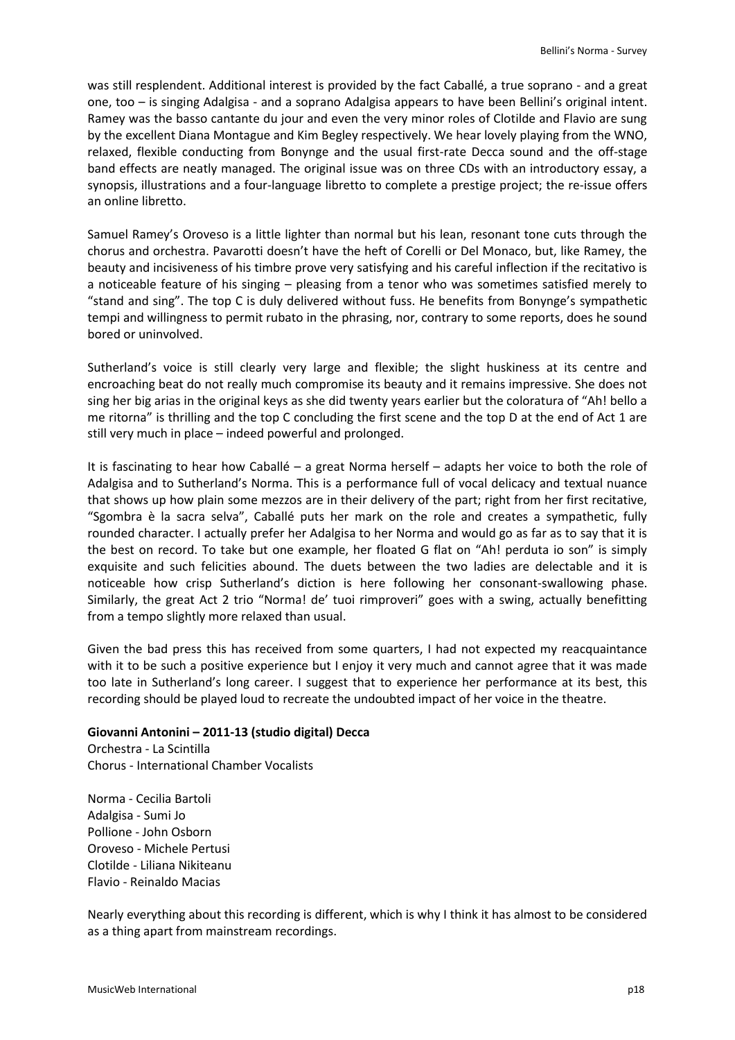was still resplendent. Additional interest is provided by the fact Caballé, a true soprano - and a great one, too – is singing Adalgisa - and a soprano Adalgisa appears to have been Bellini's original intent. Ramey was the basso cantante du jour and even the very minor roles of Clotilde and Flavio are sung by the excellent Diana Montague and Kim Begley respectively. We hear lovely playing from the WNO, relaxed, flexible conducting from Bonynge and the usual first-rate Decca sound and the off-stage band effects are neatly managed. The original issue was on three CDs with an introductory essay, a synopsis, illustrations and a four-language libretto to complete a prestige project; the re-issue offers an online libretto.

Samuel Ramey's Oroveso is a little lighter than normal but his lean, resonant tone cuts through the chorus and orchestra. Pavarotti doesn't have the heft of Corelli or Del Monaco, but, like Ramey, the beauty and incisiveness of his timbre prove very satisfying and his careful inflection if the recitativo is a noticeable feature of his singing – pleasing from a tenor who was sometimes satisfied merely to "stand and sing". The top C is duly delivered without fuss. He benefits from Bonynge's sympathetic tempi and willingness to permit rubato in the phrasing, nor, contrary to some reports, does he sound bored or uninvolved.

Sutherland's voice is still clearly very large and flexible; the slight huskiness at its centre and encroaching beat do not really much compromise its beauty and it remains impressive. She does not sing her big arias in the original keys as she did twenty years earlier but the coloratura of "Ah! bello a me ritorna" is thrilling and the top C concluding the first scene and the top D at the end of Act 1 are still very much in place – indeed powerful and prolonged.

It is fascinating to hear how Caballé – a great Norma herself – adapts her voice to both the role of Adalgisa and to Sutherland's Norma. This is a performance full of vocal delicacy and textual nuance that shows up how plain some mezzos are in their delivery of the part; right from her first recitative, "Sgombra è la sacra selva", Caballé puts her mark on the role and creates a sympathetic, fully rounded character. I actually prefer her Adalgisa to her Norma and would go as far as to say that it is the best on record. To take but one example, her floated G flat on "Ah! perduta io son" is simply exquisite and such felicities abound. The duets between the two ladies are delectable and it is noticeable how crisp Sutherland's diction is here following her consonant-swallowing phase. Similarly, the great Act 2 trio "Norma! de' tuoi rimproveri" goes with a swing, actually benefitting from a tempo slightly more relaxed than usual.

Given the bad press this has received from some quarters, I had not expected my reacquaintance with it to be such a positive experience but I enjoy it very much and cannot agree that it was made too late in Sutherland's long career. I suggest that to experience her performance at its best, this recording should be played loud to recreate the undoubted impact of her voice in the theatre.

**Giovanni Antonini – 2011-13 (studio digital) Decca**
Orchestra - La Scintilla
Chorus - International Chamber Vocalists

Norma - Cecilia Bartoli
Adalgisa - Sumi Jo
Pollione - John Osborn
Oroveso - Michele Pertusi
Clotilde - Liliana Nikiteanu
Flavio - Reinaldo Macias

Nearly everything about this recording is different, which is why I think it has almost to be considered as a thing apart from mainstream recordings.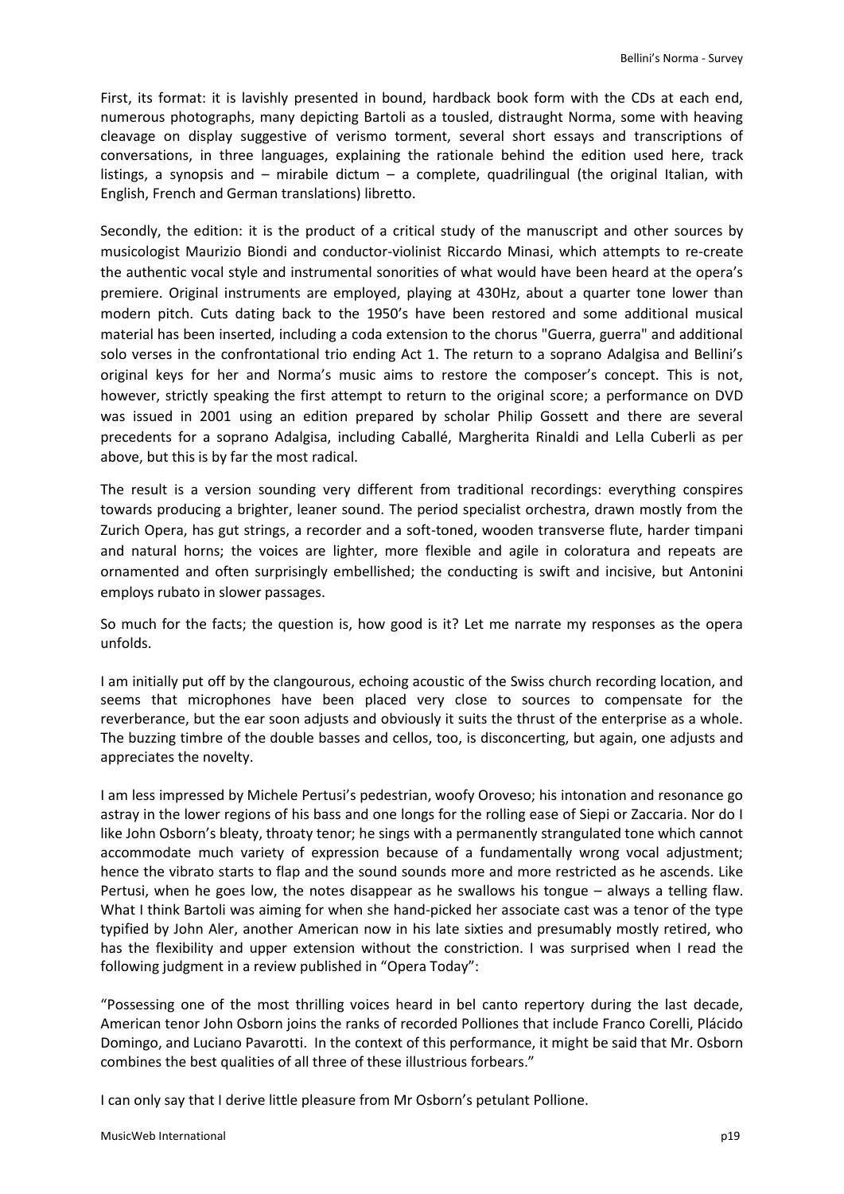First, its format: it is lavishly presented in bound, hardback book form with the CDs at each end, numerous photographs, many depicting Bartoli as a tousled, distraught Norma, some with heaving cleavage on display suggestive of verismo torment, several short essays and transcriptions of conversations, in three languages, explaining the rationale behind the edition used here, track listings, a synopsis and – mirabile dictum – a complete, quadrilingual (the original Italian, with English, French and German translations) libretto.

Secondly, the edition: it is the product of a critical study of the manuscript and other sources by musicologist Maurizio Biondi and conductor-violinist Riccardo Minasi, which attempts to re-create the authentic vocal style and instrumental sonorities of what would have been heard at the opera's premiere. Original instruments are employed, playing at 430Hz, about a quarter tone lower than modern pitch. Cuts dating back to the 1950's have been restored and some additional musical material has been inserted, including a coda extension to the chorus "Guerra, guerra" and additional solo verses in the confrontational trio ending Act 1. The return to a soprano Adalgisa and Bellini's original keys for her and Norma's music aims to restore the composer's concept. This is not, however, strictly speaking the first attempt to return to the original score; a performance on DVD was issued in 2001 using an edition prepared by scholar Philip Gossett and there are several precedents for a soprano Adalgisa, including Caballé, Margherita Rinaldi and Lella Cuberli as per above, but this is by far the most radical.

The result is a version sounding very different from traditional recordings: everything conspires towards producing a brighter, leaner sound. The period specialist orchestra, drawn mostly from the Zurich Opera, has gut strings, a recorder and a soft-toned, wooden transverse flute, harder timpani and natural horns; the voices are lighter, more flexible and agile in coloratura and repeats are ornamented and often surprisingly embellished; the conducting is swift and incisive, but Antonini employs rubato in slower passages.

So much for the facts; the question is, how good is it? Let me narrate my responses as the opera unfolds.

I am initially put off by the clangourous, echoing acoustic of the Swiss church recording location, and seems that microphones have been placed very close to sources to compensate for the reverberance, but the ear soon adjusts and obviously it suits the thrust of the enterprise as a whole. The buzzing timbre of the double basses and cellos, too, is disconcerting, but again, one adjusts and appreciates the novelty.

I am less impressed by Michele Pertusi's pedestrian, woofy Oroveso; his intonation and resonance go astray in the lower regions of his bass and one longs for the rolling ease of Siepi or Zaccaria. Nor do I like John Osborn's bleaty, throaty tenor; he sings with a permanently strangulated tone which cannot accommodate much variety of expression because of a fundamentally wrong vocal adjustment; hence the vibrato starts to flap and the sound sounds more and more restricted as he ascends. Like Pertusi, when he goes low, the notes disappear as he swallows his tongue – always a telling flaw. What I think Bartoli was aiming for when she hand-picked her associate cast was a tenor of the type typified by John Aler, another American now in his late sixties and presumably mostly retired, who has the flexibility and upper extension without the constriction. I was surprised when I read the following judgment in a review published in "Opera Today":

"Possessing one of the most thrilling voices heard in bel canto repertory during the last decade, American tenor John Osborn joins the ranks of recorded Polliones that include Franco Corelli, Plácido Domingo, and Luciano Pavarotti. In the context of this performance, it might be said that Mr. Osborn combines the best qualities of all three of these illustrious forbears."

I can only say that I derive little pleasure from Mr Osborn's petulant Pollione.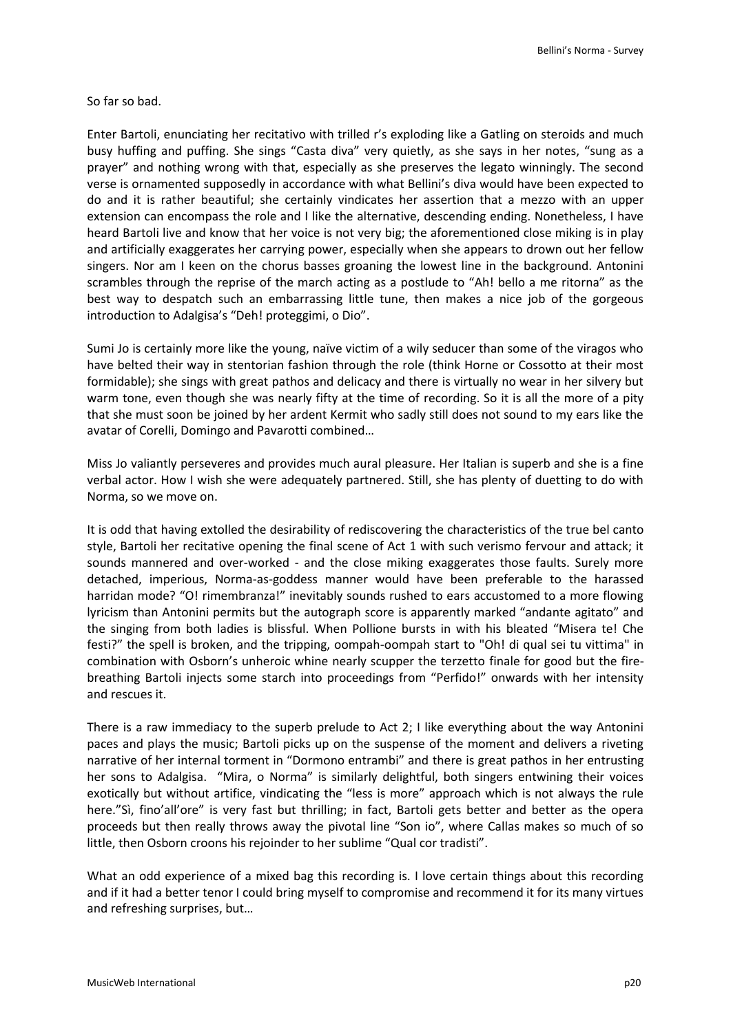So far so bad.

Enter Bartoli, enunciating her recitativo with trilled r's exploding like a Gatling on steroids and much busy huffing and puffing. She sings "Casta diva" very quietly, as she says in her notes, "sung as a prayer" and nothing wrong with that, especially as she preserves the legato winningly. The second verse is ornamented supposedly in accordance with what Bellini's diva would have been expected to do and it is rather beautiful; she certainly vindicates her assertion that a mezzo with an upper extension can encompass the role and I like the alternative, descending ending. Nonetheless, I have heard Bartoli live and know that her voice is not very big; the aforementioned close miking is in play and artificially exaggerates her carrying power, especially when she appears to drown out her fellow singers. Nor am I keen on the chorus basses groaning the lowest line in the background. Antonini scrambles through the reprise of the march acting as a postlude to "Ah! bello a me ritorna" as the best way to despatch such an embarrassing little tune, then makes a nice job of the gorgeous introduction to Adalgisa's "Deh! proteggimi, o Dio".

Sumi Jo is certainly more like the young, naïve victim of a wily seducer than some of the viragos who have belted their way in stentorian fashion through the role (think Horne or Cossotto at their most formidable); she sings with great pathos and delicacy and there is virtually no wear in her silvery but warm tone, even though she was nearly fifty at the time of recording. So it is all the more of a pity that she must soon be joined by her ardent Kermit who sadly still does not sound to my ears like the avatar of Corelli, Domingo and Pavarotti combined…

Miss Jo valiantly perseveres and provides much aural pleasure. Her Italian is superb and she is a fine verbal actor. How I wish she were adequately partnered. Still, she has plenty of duetting to do with Norma, so we move on.

It is odd that having extolled the desirability of rediscovering the characteristics of the true bel canto style, Bartoli her recitative opening the final scene of Act 1 with such verismo fervour and attack; it sounds mannered and over-worked - and the close miking exaggerates those faults. Surely more detached, imperious, Norma-as-goddess manner would have been preferable to the harassed harridan mode? "O! rimembranza!" inevitably sounds rushed to ears accustomed to a more flowing lyricism than Antonini permits but the autograph score is apparently marked "andante agitato" and the singing from both ladies is blissful. When Pollione bursts in with his bleated "Misera te! Che festi?" the spell is broken, and the tripping, oompah-oompah start to "Oh! di qual sei tu vittima" in combination with Osborn's unheroic whine nearly scupper the terzetto finale for good but the fire-breathing Bartoli injects some starch into proceedings from "Perfido!" onwards with her intensity and rescues it.

There is a raw immediacy to the superb prelude to Act 2; I like everything about the way Antonini paces and plays the music; Bartoli picks up on the suspense of the moment and delivers a riveting narrative of her internal torment in "Dormono entrambi" and there is great pathos in her entrusting her sons to Adalgisa. "Mira, o Norma" is similarly delightful, both singers entwining their voices exotically but without artifice, vindicating the "less is more" approach which is not always the rule here."Sì, fino'all'ore" is very fast but thrilling; in fact, Bartoli gets better and better as the opera proceeds but then really throws away the pivotal line "Son io", where Callas makes so much of so little, then Osborn croons his rejoinder to her sublime "Qual cor tradisti".

What an odd experience of a mixed bag this recording is. I love certain things about this recording and if it had a better tenor I could bring myself to compromise and recommend it for its many virtues and refreshing surprises, but…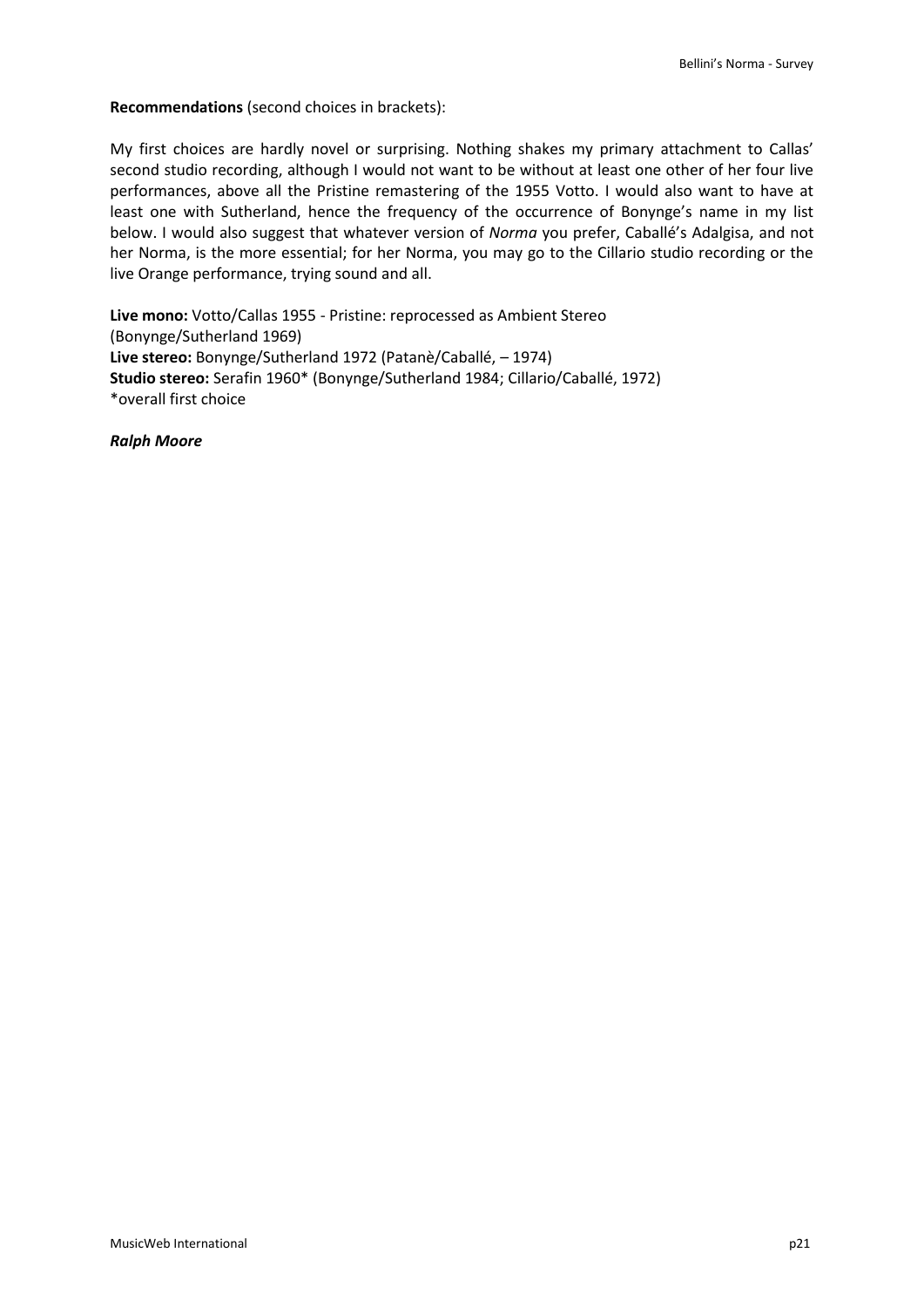**Recommendations** (second choices in brackets):

My first choices are hardly novel or surprising. Nothing shakes my primary attachment to Callas' second studio recording, although I would not want to be without at least one other of her four live performances, above all the Pristine remastering of the 1955 Votto. I would also want to have at least one with Sutherland, hence the frequency of the occurrence of Bonynge's name in my list below. I would also suggest that whatever version of *Norma* you prefer, Caballé's Adalgisa, and not her Norma, is the more essential; for her Norma, you may go to the Cillario studio recording or the live Orange performance, trying sound and all.

**Live mono:** Votto/Callas 1955 - Pristine: reprocessed as Ambient Stereo
(Bonynge/Sutherland 1969)
**Live stereo:** Bonynge/Sutherland 1972 (Patanè/Caballé, – 1974)
**Studio stereo:** Serafin 1960* (Bonynge/Sutherland 1984; Cillario/Caballé, 1972)
*overall first choice

***Ralph Moore***